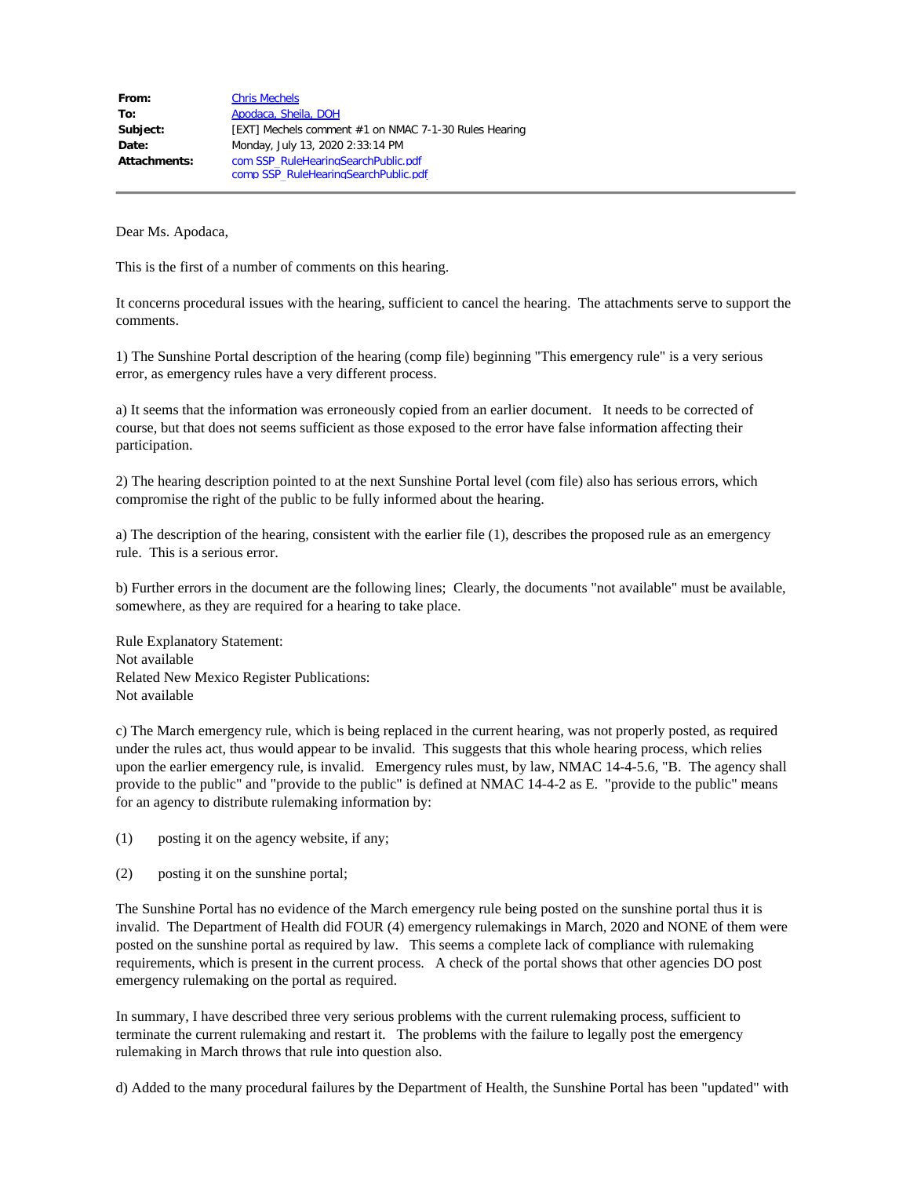| | |
|---|---|
| **From:** | Chris Mechels |
| **To:** | Apodaca, Sheila, DOH |
| **Subject:** | [EXT] Mechels comment #1 on NMAC 7-1-30 Rules Hearing |
| **Date:** | Monday, July 13, 2020 2:33:14 PM |
| **Attachments:** | com SSP_RuleHearingSearchPublic.pdf<br>comp SSP_RuleHearingSearchPublic.pdf |

Dear Ms. Apodaca,

This is the first of a number of comments on this hearing.

It concerns procedural issues with the hearing, sufficient to cancel the hearing. The attachments serve to support the comments.

1) The Sunshine Portal description of the hearing (comp file) beginning "This emergency rule" is a very serious error, as emergency rules have a very different process.

a) It seems that the information was erroneously copied from an earlier document. It needs to be corrected of course, but that does not seems sufficient as those exposed to the error have false information affecting their participation.

2) The hearing description pointed to at the next Sunshine Portal level (com file) also has serious errors, which compromise the right of the public to be fully informed about the hearing.

a) The description of the hearing, consistent with the earlier file (1), describes the proposed rule as an emergency rule. This is a serious error.

b) Further errors in the document are the following lines; Clearly, the documents "not available" must be available, somewhere, as they are required for a hearing to take place.

Rule Explanatory Statement:
Not available
Related New Mexico Register Publications:
Not available

c) The March emergency rule, which is being replaced in the current hearing, was not properly posted, as required under the rules act, thus would appear to be invalid. This suggests that this whole hearing process, which relies upon the earlier emergency rule, is invalid. Emergency rules must, by law, NMAC 14-4-5.6, "B. The agency shall provide to the public" and "provide to the public" is defined at NMAC 14-4-2 as E. "provide to the public" means for an agency to distribute rulemaking information by:

(1) posting it on the agency website, if any;

(2) posting it on the sunshine portal;

The Sunshine Portal has no evidence of the March emergency rule being posted on the sunshine portal thus it is invalid. The Department of Health did FOUR (4) emergency rulemakings in March, 2020 and NONE of them were posted on the sunshine portal as required by law. This seems a complete lack of compliance with rulemaking requirements, which is present in the current process. A check of the portal shows that other agencies DO post emergency rulemaking on the portal as required.

In summary, I have described three very serious problems with the current rulemaking process, sufficient to terminate the current rulemaking and restart it. The problems with the failure to legally post the emergency rulemaking in March throws that rule into question also.

d) Added to the many procedural failures by the Department of Health, the Sunshine Portal has been "updated" with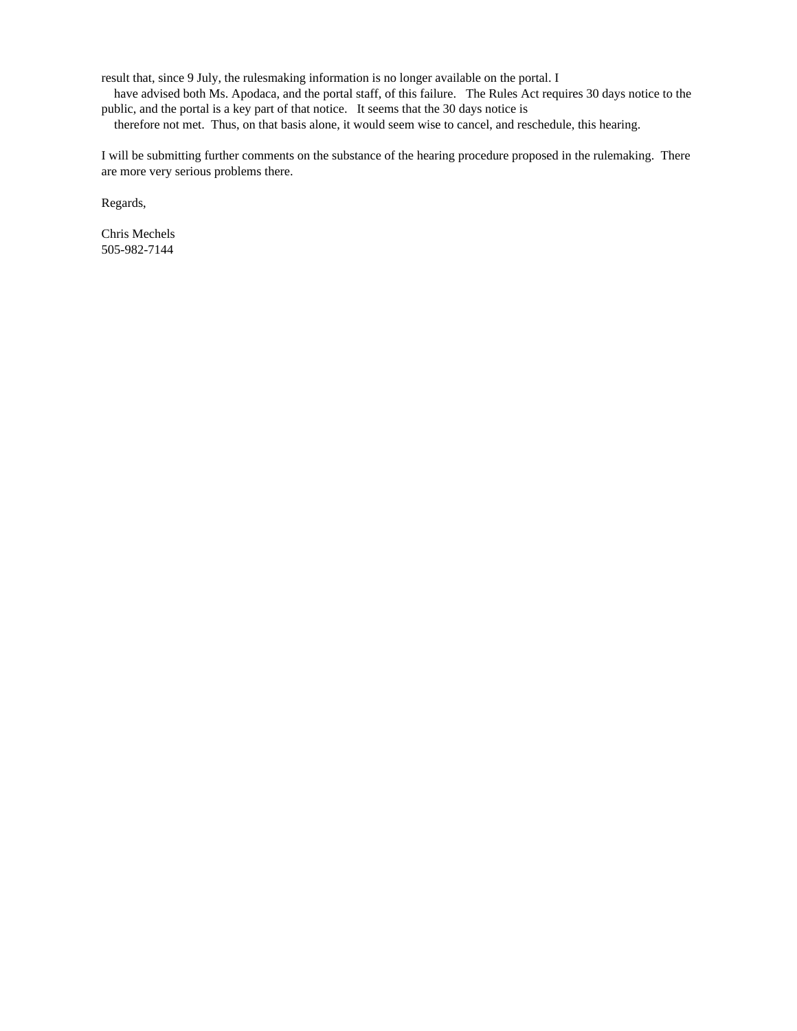result that, since 9 July, the rulesmaking information is no longer available on the portal. I have advised both Ms. Apodaca, and the portal staff, of this failure. The Rules Act requires 30 days notice to the public, and the portal is a key part of that notice. It seems that the 30 days notice is therefore not met. Thus, on that basis alone, it would seem wise to cancel, and reschedule, this hearing.

I will be submitting further comments on the substance of the hearing procedure proposed in the rulemaking. There are more very serious problems there.

Regards,

Chris Mechels
505-982-7144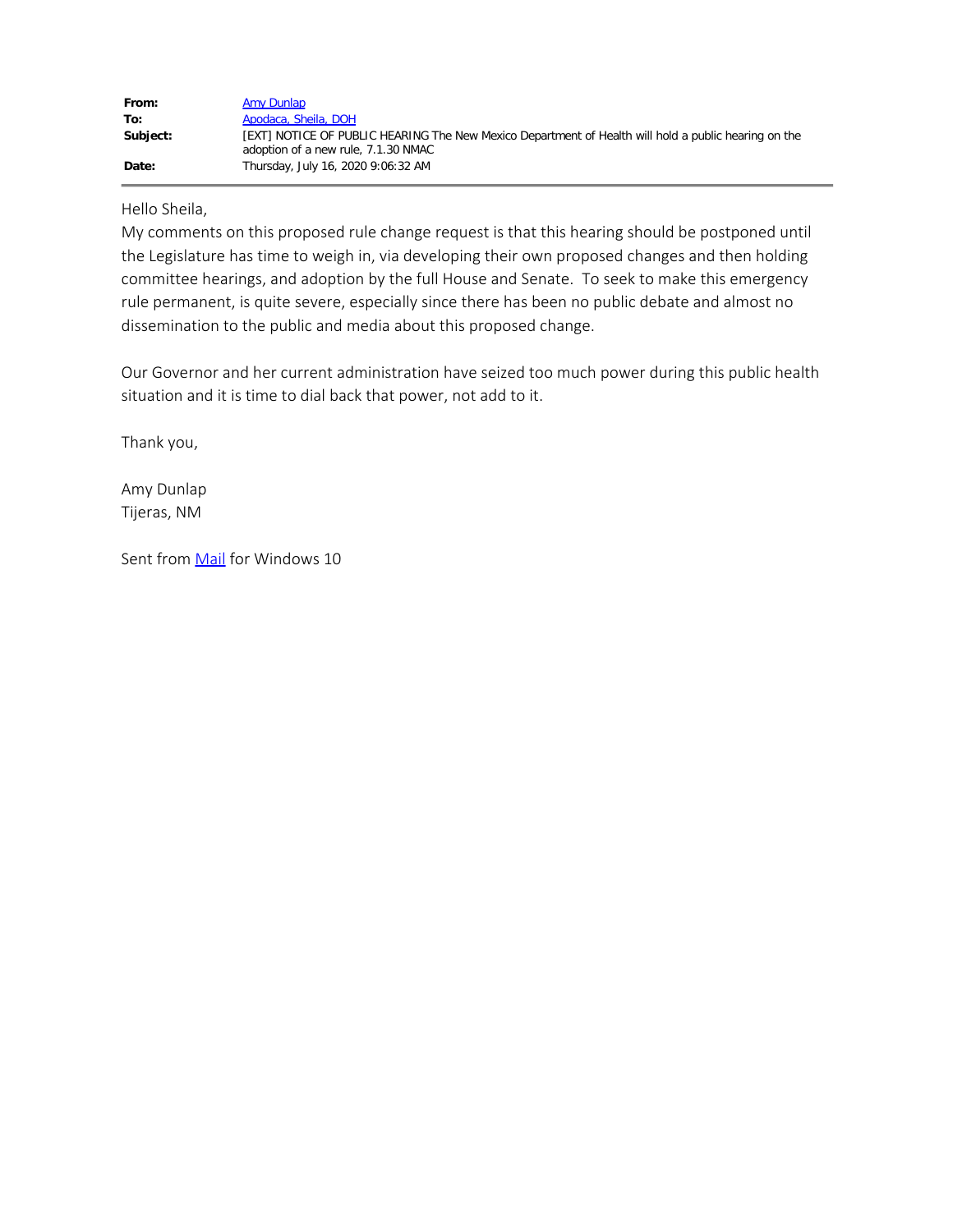| | |
|---|---|
| **From:** | Amy Dunlap |
| **To:** | Apodaca, Sheila, DOH |
| **Subject:** | [EXT] NOTICE OF PUBLIC HEARING The New Mexico Department of Health will hold a public hearing on the adoption of a new rule, 7.1.30 NMAC |
| **Date:** | Thursday, July 16, 2020 9:06:32 AM |

Hello Sheila,

My comments on this proposed rule change request is that this hearing should be postponed until the Legislature has time to weigh in, via developing their own proposed changes and then holding committee hearings, and adoption by the full House and Senate. To seek to make this emergency rule permanent, is quite severe, especially since there has been no public debate and almost no dissemination to the public and media about this proposed change.

Our Governor and her current administration have seized too much power during this public health situation and it is time to dial back that power, not add to it.

Thank you,

Amy Dunlap
Tijeras, NM

Sent from Mail for Windows 10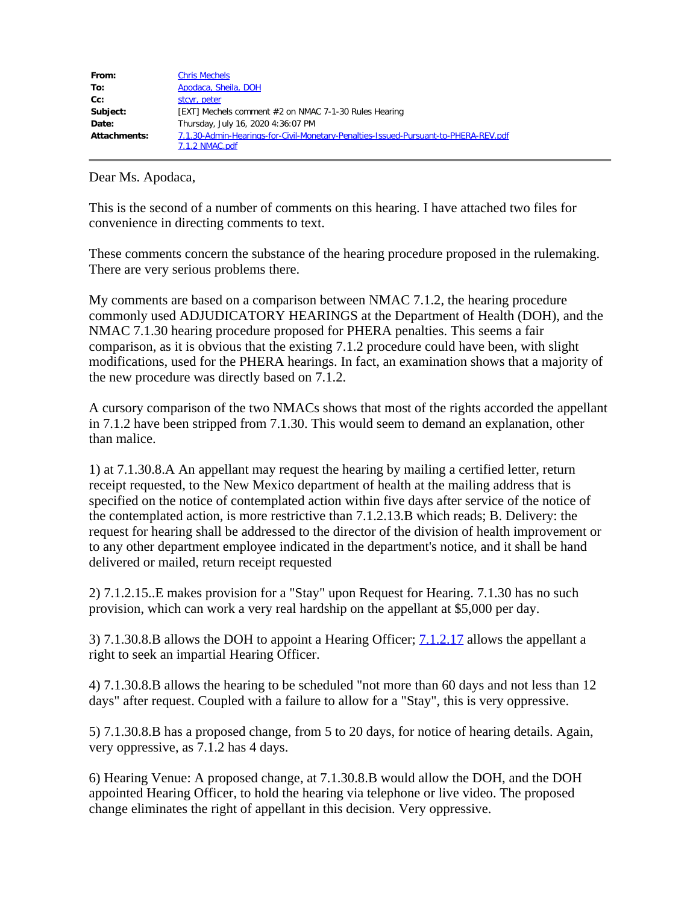| | |
|---|---|
| **From:** | Chris Mechels |
| **To:** | Apodaca, Sheila, DOH |
| **Cc:** | stcyr, peter |
| **Subject:** | [EXT] Mechels comment #2 on NMAC 7-1-30 Rules Hearing |
| **Date:** | Thursday, July 16, 2020 4:36:07 PM |
| **Attachments:** | 7.1.30-Admin-Hearings-for-Civil-Monetary-Penalties-Issued-Pursuant-to-PHERA-REV.pdf<br>7.1.2 NMAC.pdf |

---

Dear Ms. Apodaca,

This is the second of a number of comments on this hearing. I have attached two files for convenience in directing comments to text.

These comments concern the substance of the hearing procedure proposed in the rulemaking. There are very serious problems there.

My comments are based on a comparison between NMAC 7.1.2, the hearing procedure commonly used ADJUDICATORY HEARINGS at the Department of Health (DOH), and the NMAC 7.1.30 hearing procedure proposed for PHERA penalties. This seems a fair comparison, as it is obvious that the existing 7.1.2 procedure could have been, with slight modifications, used for the PHERA hearings. In fact, an examination shows that a majority of the new procedure was directly based on 7.1.2.

A cursory comparison of the two NMACs shows that most of the rights accorded the appellant in 7.1.2 have been stripped from 7.1.30. This would seem to demand an explanation, other than malice.

1) at 7.1.30.8.A An appellant may request the hearing by mailing a certified letter, return receipt requested, to the New Mexico department of health at the mailing address that is specified on the notice of contemplated action within five days after service of the notice of the contemplated action, is more restrictive than 7.1.2.13.B which reads; B. Delivery: the request for hearing shall be addressed to the director of the division of health improvement or to any other department employee indicated in the department's notice, and it shall be hand delivered or mailed, return receipt requested

2) 7.1.2.15..E makes provision for a "Stay" upon Request for Hearing. 7.1.30 has no such provision, which can work a very real hardship on the appellant at $5,000 per day.

3) 7.1.30.8.B allows the DOH to appoint a Hearing Officer; 7.1.2.17 allows the appellant a right to seek an impartial Hearing Officer.

4) 7.1.30.8.B allows the hearing to be scheduled "not more than 60 days and not less than 12 days" after request. Coupled with a failure to allow for a "Stay", this is very oppressive.

5) 7.1.30.8.B has a proposed change, from 5 to 20 days, for notice of hearing details. Again, very oppressive, as 7.1.2 has 4 days.

6) Hearing Venue: A proposed change, at 7.1.30.8.B would allow the DOH, and the DOH appointed Hearing Officer, to hold the hearing via telephone or live video. The proposed change eliminates the right of appellant in this decision. Very oppressive.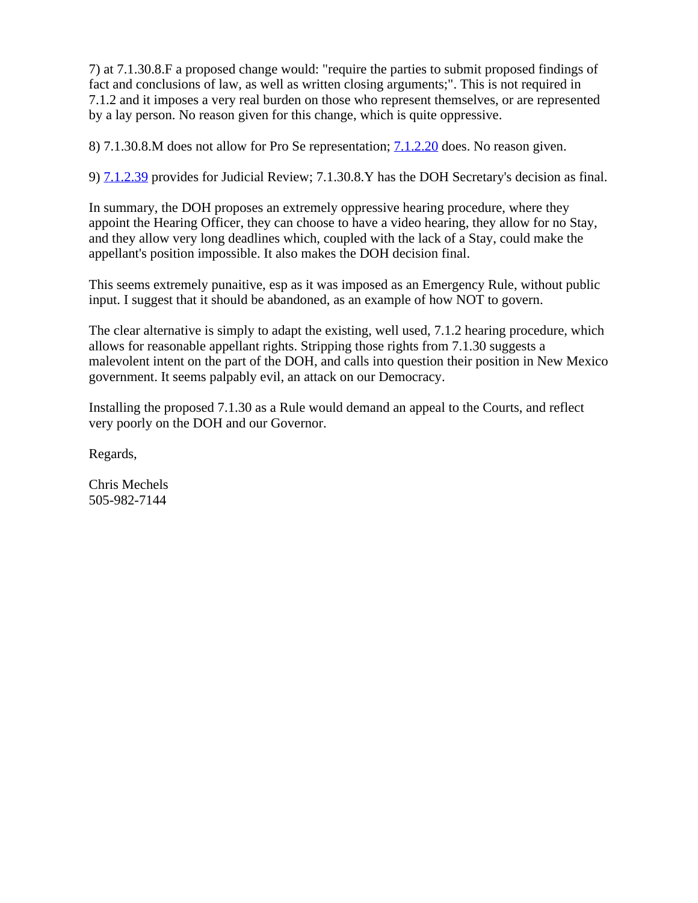7) at 7.1.30.8.F a proposed change would: "require the parties to submit proposed findings of fact and conclusions of law, as well as written closing arguments;". This is not required in 7.1.2 and it imposes a very real burden on those who represent themselves, or are represented by a lay person. No reason given for this change, which is quite oppressive.

8) 7.1.30.8.M does not allow for Pro Se representation; 7.1.2.20 does. No reason given.

9) 7.1.2.39 provides for Judicial Review; 7.1.30.8.Y has the DOH Secretary's decision as final.

In summary, the DOH proposes an extremely oppressive hearing procedure, where they appoint the Hearing Officer, they can choose to have a video hearing, they allow for no Stay, and they allow very long deadlines which, coupled with the lack of a Stay, could make the appellant's position impossible. It also makes the DOH decision final.

This seems extremely punaitive, esp as it was imposed as an Emergency Rule, without public input. I suggest that it should be abandoned, as an example of how NOT to govern.

The clear alternative is simply to adapt the existing, well used, 7.1.2 hearing procedure, which allows for reasonable appellant rights. Stripping those rights from 7.1.30 suggests a malevolent intent on the part of the DOH, and calls into question their position in New Mexico government. It seems palpably evil, an attack on our Democracy.

Installing the proposed 7.1.30 as a Rule would demand an appeal to the Courts, and reflect very poorly on the DOH and our Governor.

Regards,

Chris Mechels
505-982-7144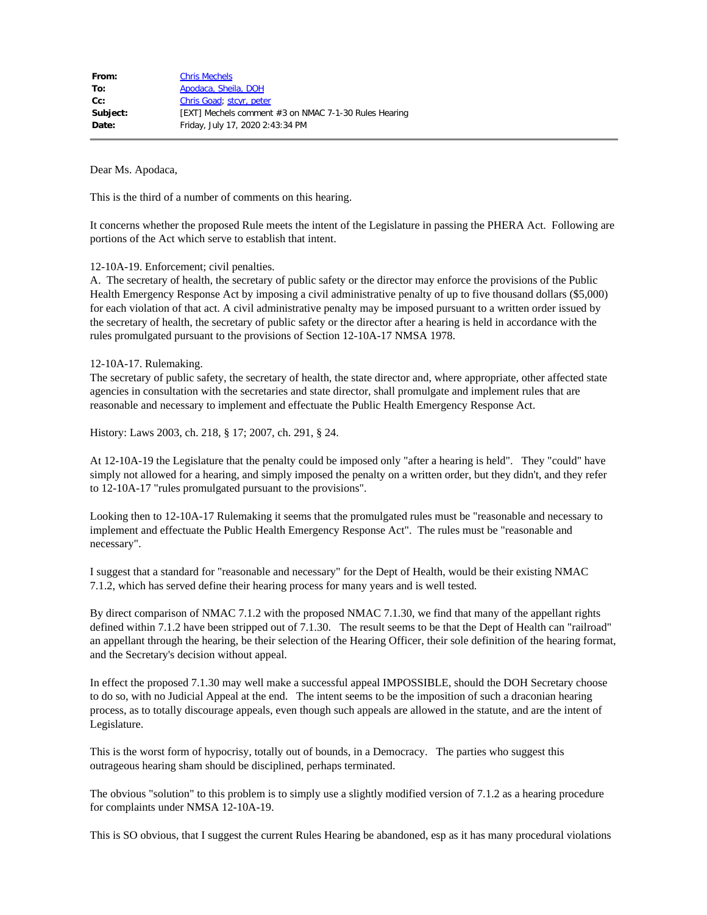| | |
|---|---|
| **From:** | Chris Mechels |
| **To:** | Apodaca, Sheila, DOH |
| **Cc:** | Chris Goad; stcyr, peter |
| **Subject:** | [EXT] Mechels comment #3 on NMAC 7-1-30 Rules Hearing |
| **Date:** | Friday, July 17, 2020 2:43:34 PM |

Dear Ms. Apodaca,

This is the third of a number of comments on this hearing.

It concerns whether the proposed Rule meets the intent of the Legislature in passing the PHERA Act. Following are portions of the Act which serve to establish that intent.

12-10A-19. Enforcement; civil penalties.
A. The secretary of health, the secretary of public safety or the director may enforce the provisions of the Public Health Emergency Response Act by imposing a civil administrative penalty of up to five thousand dollars ($5,000) for each violation of that act. A civil administrative penalty may be imposed pursuant to a written order issued by the secretary of health, the secretary of public safety or the director after a hearing is held in accordance with the rules promulgated pursuant to the provisions of Section 12-10A-17 NMSA 1978.

12-10A-17. Rulemaking.
The secretary of public safety, the secretary of health, the state director and, where appropriate, other affected state agencies in consultation with the secretaries and state director, shall promulgate and implement rules that are reasonable and necessary to implement and effectuate the Public Health Emergency Response Act.

History: Laws 2003, ch. 218, § 17; 2007, ch. 291, § 24.

At 12-10A-19 the Legislature that the penalty could be imposed only "after a hearing is held". They "could" have simply not allowed for a hearing, and simply imposed the penalty on a written order, but they didn't, and they refer to 12-10A-17 "rules promulgated pursuant to the provisions".

Looking then to 12-10A-17 Rulemaking it seems that the promulgated rules must be "reasonable and necessary to implement and effectuate the Public Health Emergency Response Act". The rules must be "reasonable and necessary".

I suggest that a standard for "reasonable and necessary" for the Dept of Health, would be their existing NMAC 7.1.2, which has served define their hearing process for many years and is well tested.

By direct comparison of NMAC 7.1.2 with the proposed NMAC 7.1.30, we find that many of the appellant rights defined within 7.1.2 have been stripped out of 7.1.30. The result seems to be that the Dept of Health can "railroad" an appellant through the hearing, be their selection of the Hearing Officer, their sole definition of the hearing format, and the Secretary's decision without appeal.

In effect the proposed 7.1.30 may well make a successful appeal IMPOSSIBLE, should the DOH Secretary choose to do so, with no Judicial Appeal at the end. The intent seems to be the imposition of such a draconian hearing process, as to totally discourage appeals, even though such appeals are allowed in the statute, and are the intent of Legislature.

This is the worst form of hypocrisy, totally out of bounds, in a Democracy. The parties who suggest this outrageous hearing sham should be disciplined, perhaps terminated.

The obvious "solution" to this problem is to simply use a slightly modified version of 7.1.2 as a hearing procedure for complaints under NMSA 12-10A-19.

This is SO obvious, that I suggest the current Rules Hearing be abandoned, esp as it has many procedural violations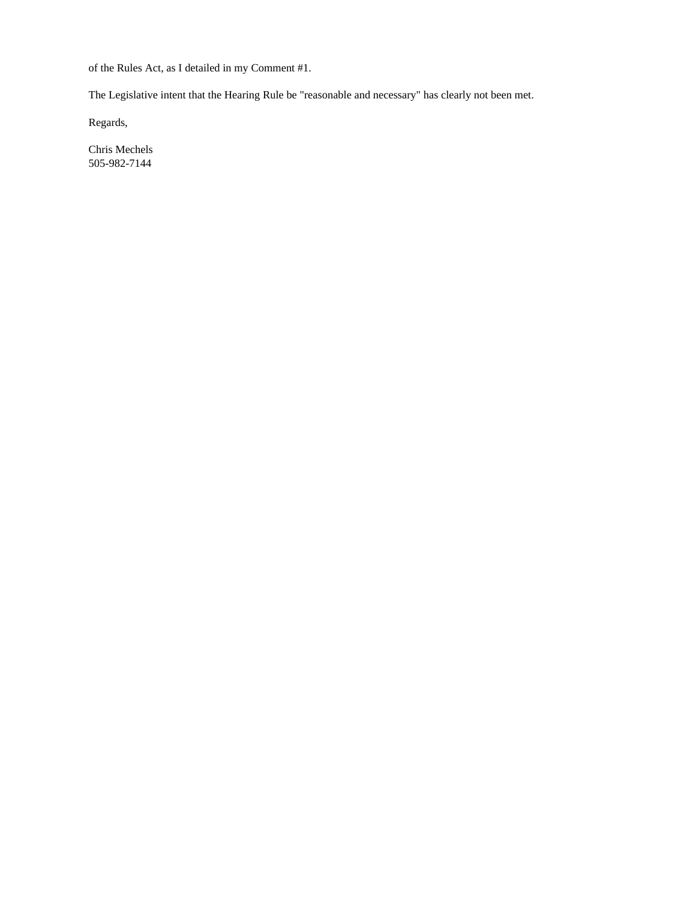of the Rules Act, as I detailed in my Comment #1.

The Legislative intent that the Hearing Rule be "reasonable and necessary" has clearly not been met.

Regards,

Chris Mechels  
505-982-7144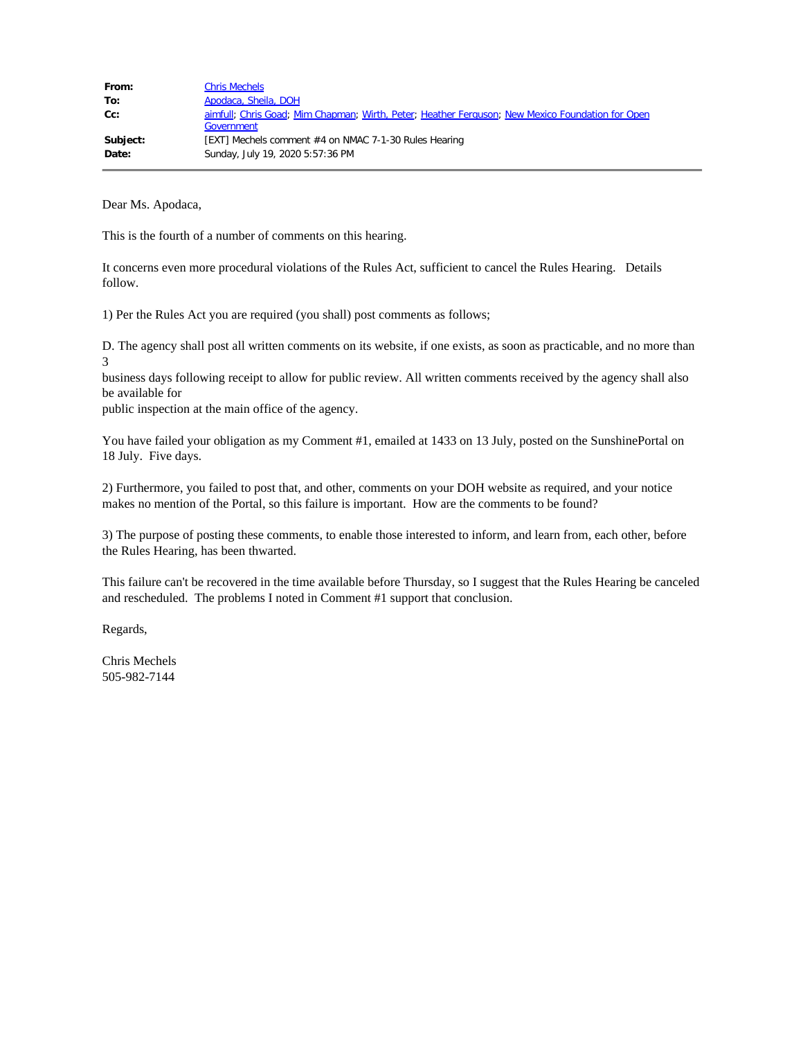| | |
|---|---|
| **From:** | Chris Mechels |
| **To:** | Apodaca, Sheila, DOH |
| **Cc:** | aimfull; Chris Goad; Mim Chapman; Wirth, Peter; Heather Ferguson; New Mexico Foundation for Open Government |
| **Subject:** | [EXT] Mechels comment #4 on NMAC 7-1-30 Rules Hearing |
| **Date:** | Sunday, July 19, 2020 5:57:36 PM |

Dear Ms. Apodaca,

This is the fourth of a number of comments on this hearing.

It concerns even more procedural violations of the Rules Act, sufficient to cancel the Rules Hearing. Details follow.

1) Per the Rules Act you are required (you shall) post comments as follows;

D. The agency shall post all written comments on its website, if one exists, as soon as practicable, and no more than 3
business days following receipt to allow for public review. All written comments received by the agency shall also be available for
public inspection at the main office of the agency.

You have failed your obligation as my Comment #1, emailed at 1433 on 13 July, posted on the SunshinePortal on 18 July. Five days.

2) Furthermore, you failed to post that, and other, comments on your DOH website as required, and your notice makes no mention of the Portal, so this failure is important. How are the comments to be found?

3) The purpose of posting these comments, to enable those interested to inform, and learn from, each other, before the Rules Hearing, has been thwarted.

This failure can't be recovered in the time available before Thursday, so I suggest that the Rules Hearing be canceled and rescheduled. The problems I noted in Comment #1 support that conclusion.

Regards,

Chris Mechels
505-982-7144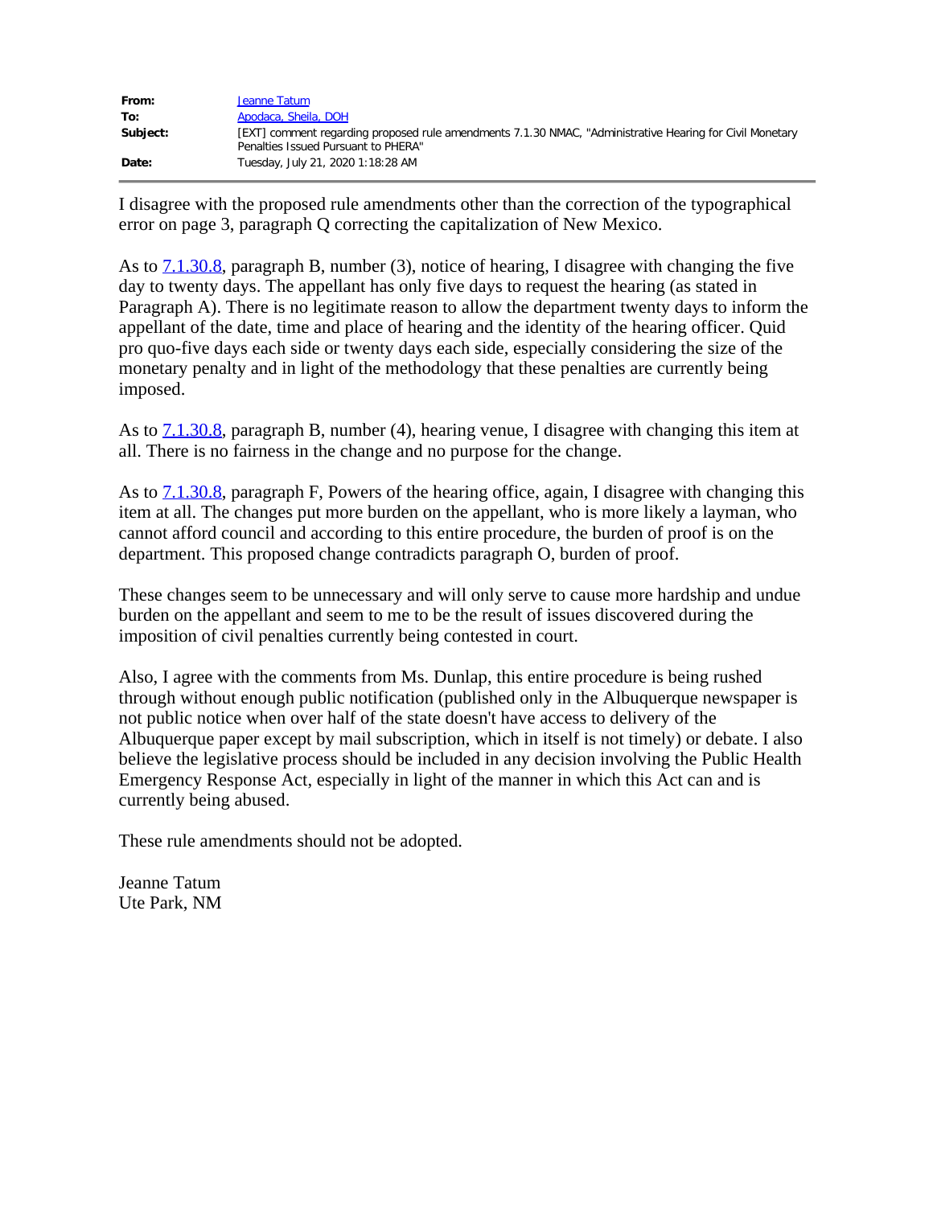| | |
|---|---|
| **From:** | Jeanne Tatum |
| **To:** | Apodaca, Sheila, DOH |
| **Subject:** | [EXT] comment regarding proposed rule amendments 7.1.30 NMAC, "Administrative Hearing for Civil Monetary Penalties Issued Pursuant to PHERA" |
| **Date:** | Tuesday, July 21, 2020 1:18:28 AM |

I disagree with the proposed rule amendments other than the correction of the typographical error on page 3, paragraph Q correcting the capitalization of New Mexico.

As to 7.1.30.8, paragraph B, number (3), notice of hearing, I disagree with changing the five day to twenty days. The appellant has only five days to request the hearing (as stated in Paragraph A). There is no legitimate reason to allow the department twenty days to inform the appellant of the date, time and place of hearing and the identity of the hearing officer. Quid pro quo-five days each side or twenty days each side, especially considering the size of the monetary penalty and in light of the methodology that these penalties are currently being imposed.

As to 7.1.30.8, paragraph B, number (4), hearing venue, I disagree with changing this item at all. There is no fairness in the change and no purpose for the change.

As to 7.1.30.8, paragraph F, Powers of the hearing office, again, I disagree with changing this item at all. The changes put more burden on the appellant, who is more likely a layman, who cannot afford council and according to this entire procedure, the burden of proof is on the department. This proposed change contradicts paragraph O, burden of proof.

These changes seem to be unnecessary and will only serve to cause more hardship and undue burden on the appellant and seem to me to be the result of issues discovered during the imposition of civil penalties currently being contested in court.

Also, I agree with the comments from Ms. Dunlap, this entire procedure is being rushed through without enough public notification (published only in the Albuquerque newspaper is not public notice when over half of the state doesn't have access to delivery of the Albuquerque paper except by mail subscription, which in itself is not timely) or debate. I also believe the legislative process should be included in any decision involving the Public Health Emergency Response Act, especially in light of the manner in which this Act can and is currently being abused.

These rule amendments should not be adopted.

Jeanne Tatum
Ute Park, NM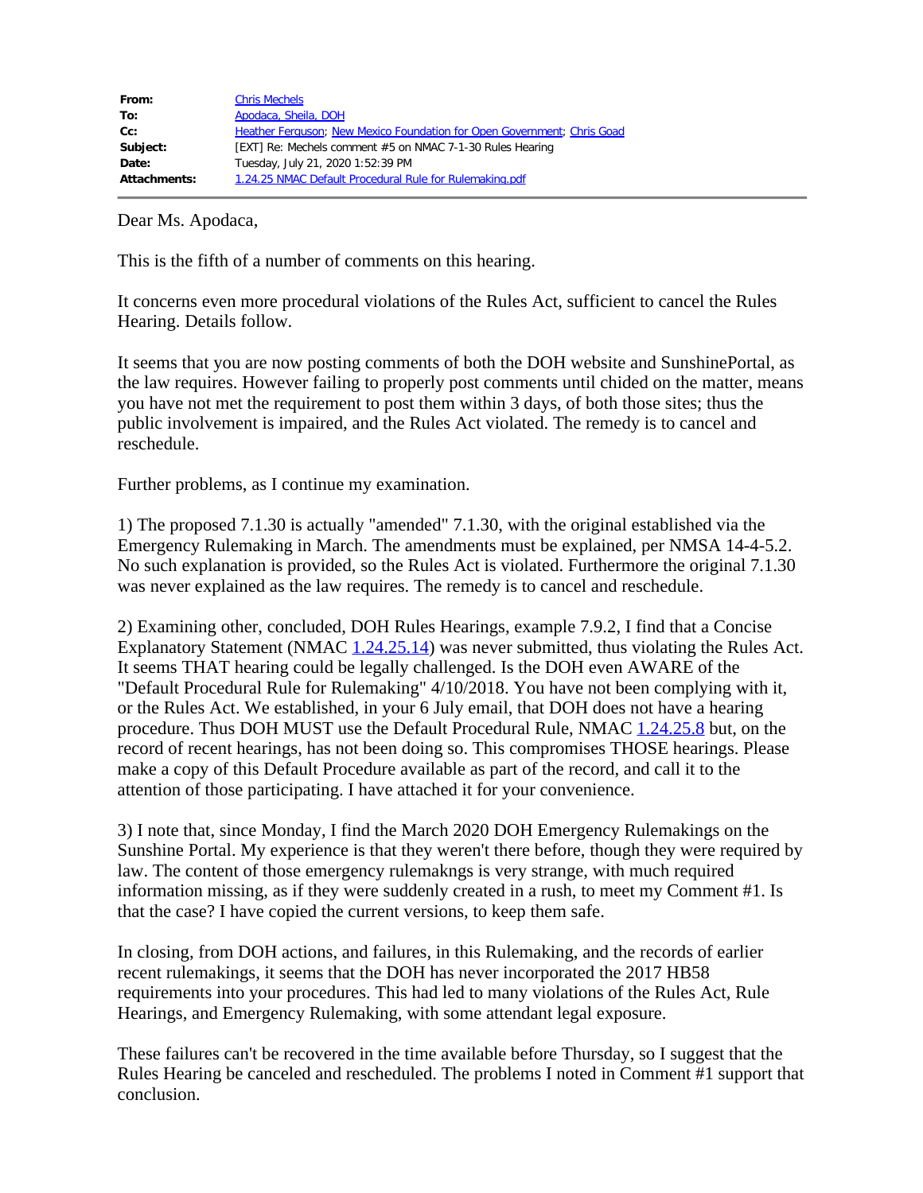| | |
|---|---|
| **From:** | Chris Mechels |
| **To:** | Apodaca, Sheila, DOH |
| **Cc:** | Heather Ferguson; New Mexico Foundation for Open Government; Chris Goad |
| **Subject:** | [EXT] Re: Mechels comment #5 on NMAC 7-1-30 Rules Hearing |
| **Date:** | Tuesday, July 21, 2020 1:52:39 PM |
| **Attachments:** | 1.24.25 NMAC Default Procedural Rule for Rulemaking.pdf |

Dear Ms. Apodaca,

This is the fifth of a number of comments on this hearing.

It concerns even more procedural violations of the Rules Act, sufficient to cancel the Rules Hearing. Details follow.

It seems that you are now posting comments of both the DOH website and SunshinePortal, as the law requires. However failing to properly post comments until chided on the matter, means you have not met the requirement to post them within 3 days, of both those sites; thus the public involvement is impaired, and the Rules Act violated. The remedy is to cancel and reschedule.

Further problems, as I continue my examination.

1) The proposed 7.1.30 is actually "amended" 7.1.30, with the original established via the Emergency Rulemaking in March. The amendments must be explained, per NMSA 14-4-5.2. No such explanation is provided, so the Rules Act is violated. Furthermore the original 7.1.30 was never explained as the law requires. The remedy is to cancel and reschedule.

2) Examining other, concluded, DOH Rules Hearings, example 7.9.2, I find that a Concise Explanatory Statement (NMAC 1.24.25.14) was never submitted, thus violating the Rules Act. It seems THAT hearing could be legally challenged. Is the DOH even AWARE of the "Default Procedural Rule for Rulemaking" 4/10/2018. You have not been complying with it, or the Rules Act. We established, in your 6 July email, that DOH does not have a hearing procedure. Thus DOH MUST use the Default Procedural Rule, NMAC 1.24.25.8 but, on the record of recent hearings, has not been doing so. This compromises THOSE hearings. Please make a copy of this Default Procedure available as part of the record, and call it to the attention of those participating. I have attached it for your convenience.

3) I note that, since Monday, I find the March 2020 DOH Emergency Rulemakings on the Sunshine Portal. My experience is that they weren't there before, though they were required by law. The content of those emergency rulemakngs is very strange, with much required information missing, as if they were suddenly created in a rush, to meet my Comment #1. Is that the case? I have copied the current versions, to keep them safe.

In closing, from DOH actions, and failures, in this Rulemaking, and the records of earlier recent rulemakings, it seems that the DOH has never incorporated the 2017 HB58 requirements into your procedures. This had led to many violations of the Rules Act, Rule Hearings, and Emergency Rulemaking, with some attendant legal exposure.

These failures can't be recovered in the time available before Thursday, so I suggest that the Rules Hearing be canceled and rescheduled. The problems I noted in Comment #1 support that conclusion.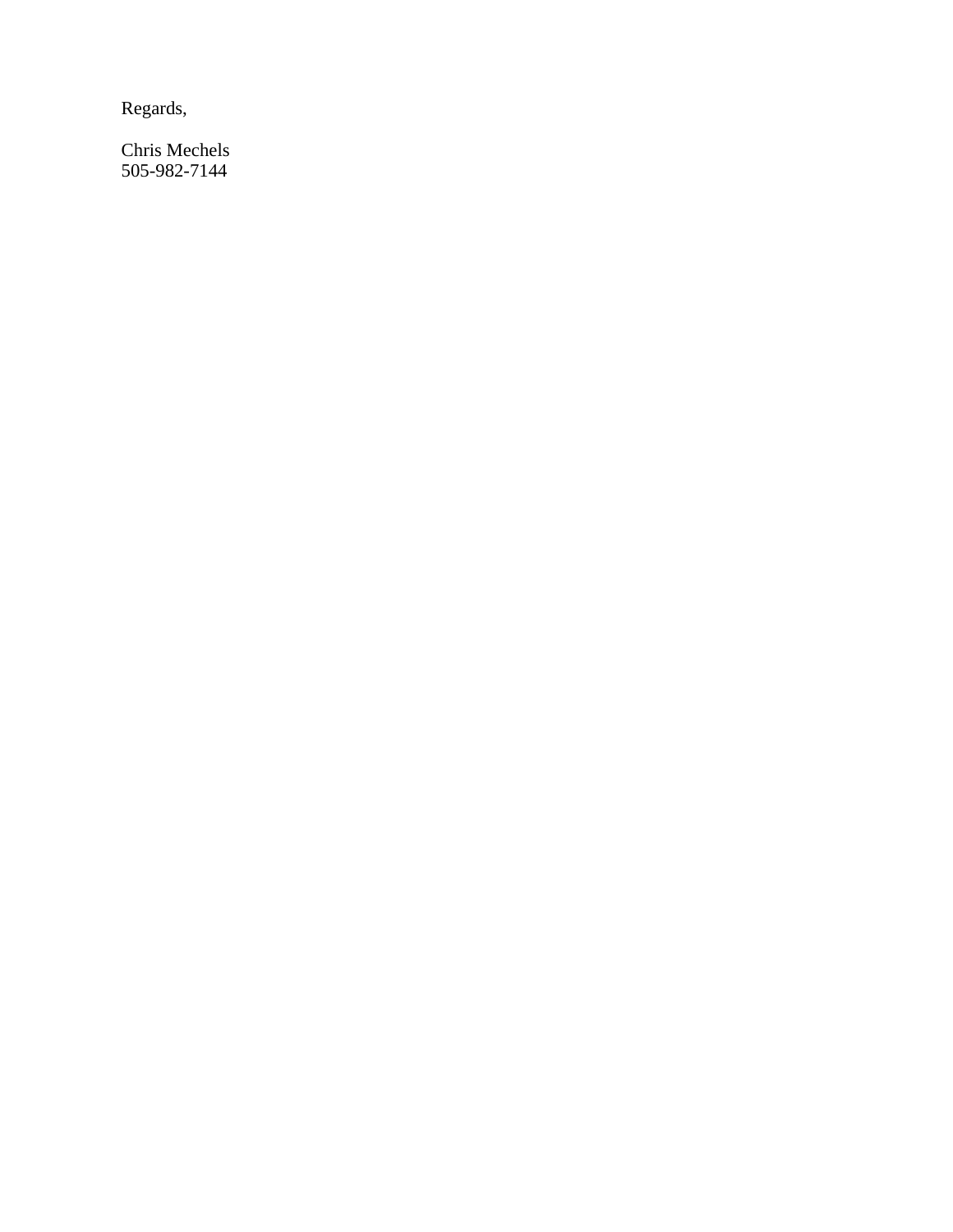Regards,

Chris Mechels
505-982-7144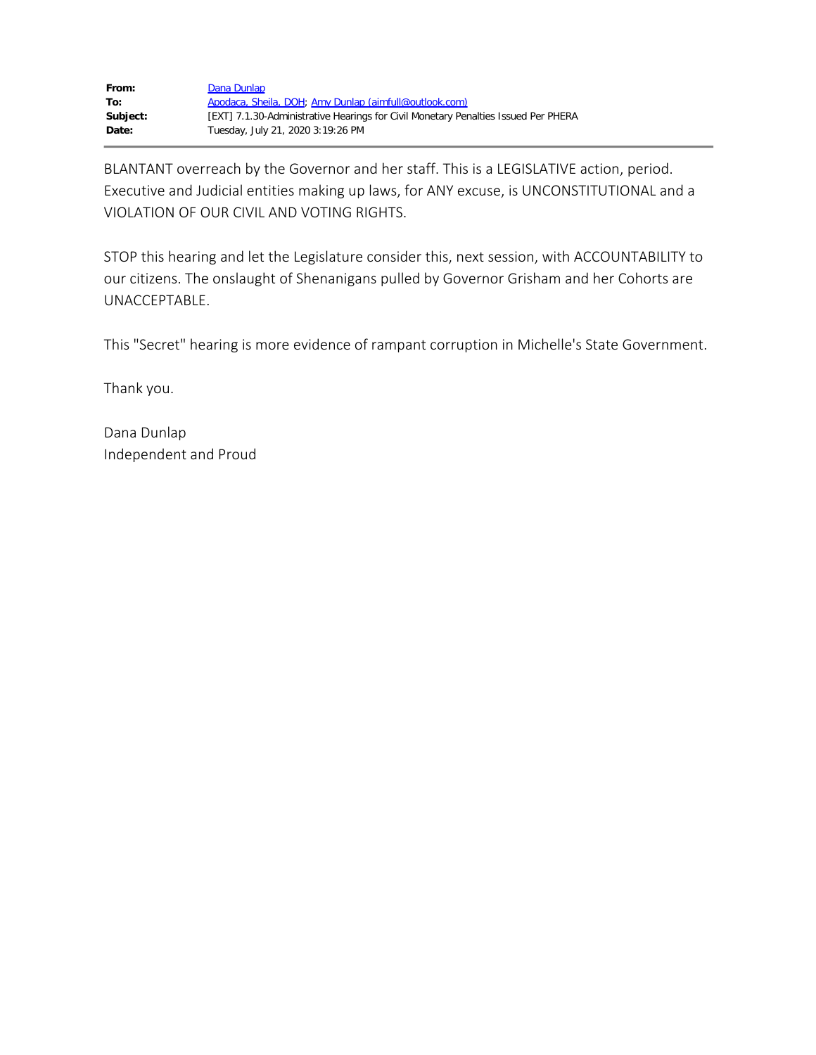| | |
|---|---|
| **From:** | Dana Dunlap |
| **To:** | Apodaca, Sheila, DOH; Amy Dunlap (aimfull@outlook.com) |
| **Subject:** | [EXT] 7.1.30-Administrative Hearings for Civil Monetary Penalties Issued Per PHERA |
| **Date:** | Tuesday, July 21, 2020 3:19:26 PM |

BLANTANT overreach by the Governor and her staff. This is a LEGISLATIVE action, period. Executive and Judicial entities making up laws, for ANY excuse, is UNCONSTITUTIONAL and a VIOLATION OF OUR CIVIL AND VOTING RIGHTS.

STOP this hearing and let the Legislature consider this, next session, with ACCOUNTABILITY to our citizens. The onslaught of Shenanigans pulled by Governor Grisham and her Cohorts are UNACCEPTABLE.

This "Secret" hearing is more evidence of rampant corruption in Michelle's State Government.

Thank you.

Dana Dunlap
Independent and Proud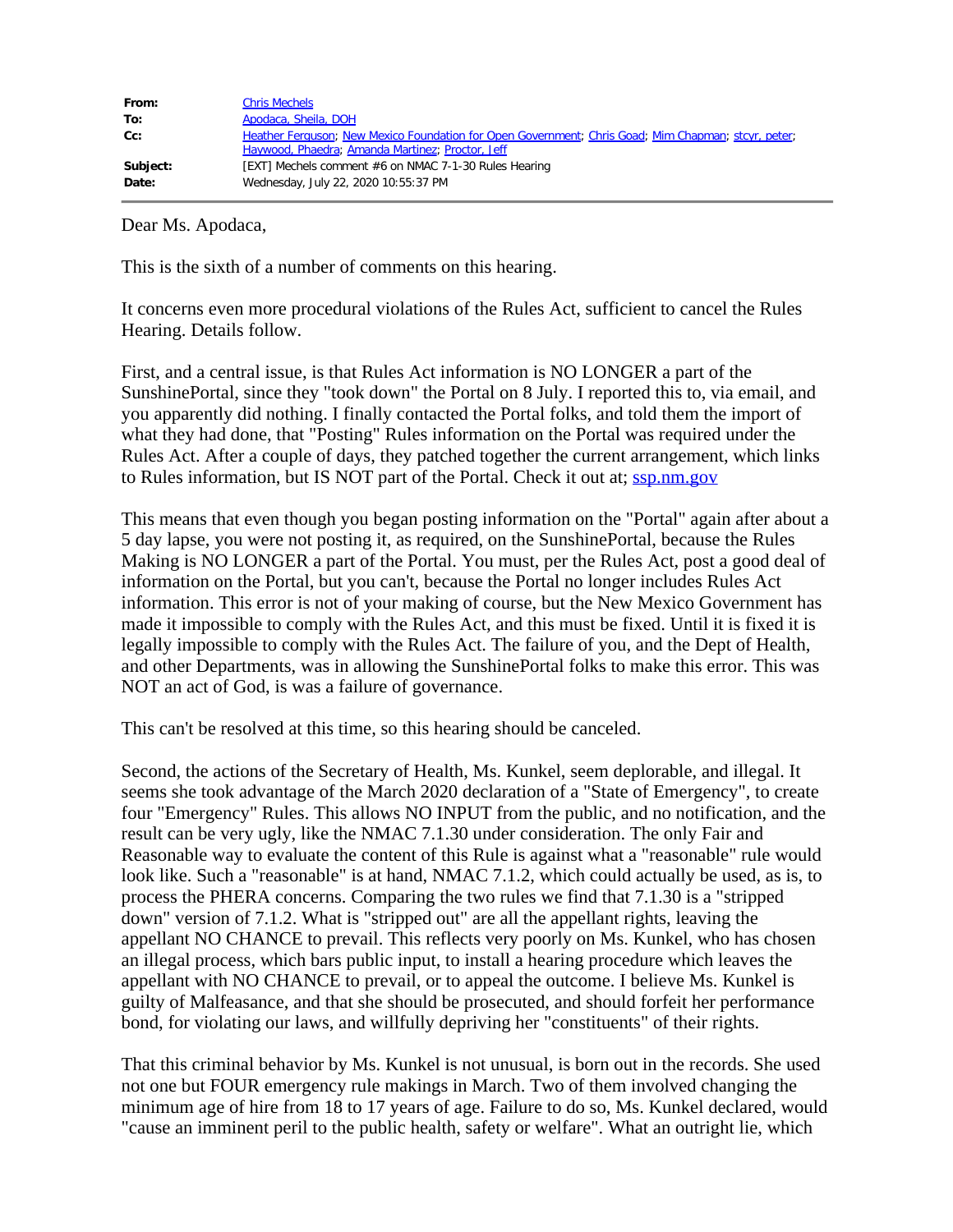| | |
|---|---|
| **From:** | Chris Mechels |
| **To:** | Apodaca, Sheila, DOH |
| **Cc:** | Heather Ferguson; New Mexico Foundation for Open Government; Chris Goad; Mim Chapman; stcyr, peter; Haywood, Phaedra; Amanda Martinez; Proctor, Jeff |
| **Subject:** | [EXT] Mechels comment #6 on NMAC 7-1-30 Rules Hearing |
| **Date:** | Wednesday, July 22, 2020 10:55:37 PM |

Dear Ms. Apodaca,

This is the sixth of a number of comments on this hearing.

It concerns even more procedural violations of the Rules Act, sufficient to cancel the Rules Hearing. Details follow.

First, and a central issue, is that Rules Act information is NO LONGER a part of the SunshinePortal, since they "took down" the Portal on 8 July. I reported this to, via email, and you apparently did nothing. I finally contacted the Portal folks, and told them the import of what they had done, that "Posting" Rules information on the Portal was required under the Rules Act. After a couple of days, they patched together the current arrangement, which links to Rules information, but IS NOT part of the Portal. Check it out at; ssp.nm.gov

This means that even though you began posting information on the "Portal" again after about a 5 day lapse, you were not posting it, as required, on the SunshinePortal, because the Rules Making is NO LONGER a part of the Portal. You must, per the Rules Act, post a good deal of information on the Portal, but you can't, because the Portal no longer includes Rules Act information. This error is not of your making of course, but the New Mexico Government has made it impossible to comply with the Rules Act, and this must be fixed. Until it is fixed it is legally impossible to comply with the Rules Act. The failure of you, and the Dept of Health, and other Departments, was in allowing the SunshinePortal folks to make this error. This was NOT an act of God, is was a failure of governance.

This can't be resolved at this time, so this hearing should be canceled.

Second, the actions of the Secretary of Health, Ms. Kunkel, seem deplorable, and illegal. It seems she took advantage of the March 2020 declaration of a "State of Emergency", to create four "Emergency" Rules. This allows NO INPUT from the public, and no notification, and the result can be very ugly, like the NMAC 7.1.30 under consideration. The only Fair and Reasonable way to evaluate the content of this Rule is against what a "reasonable" rule would look like. Such a "reasonable" is at hand, NMAC 7.1.2, which could actually be used, as is, to process the PHERA concerns. Comparing the two rules we find that 7.1.30 is a "stripped down" version of 7.1.2. What is "stripped out" are all the appellant rights, leaving the appellant NO CHANCE to prevail. This reflects very poorly on Ms. Kunkel, who has chosen an illegal process, which bars public input, to install a hearing procedure which leaves the appellant with NO CHANCE to prevail, or to appeal the outcome. I believe Ms. Kunkel is guilty of Malfeasance, and that she should be prosecuted, and should forfeit her performance bond, for violating our laws, and willfully depriving her "constituents" of their rights.

That this criminal behavior by Ms. Kunkel is not unusual, is born out in the records. She used not one but FOUR emergency rule makings in March. Two of them involved changing the minimum age of hire from 18 to 17 years of age. Failure to do so, Ms. Kunkel declared, would "cause an imminent peril to the public health, safety or welfare". What an outright lie, which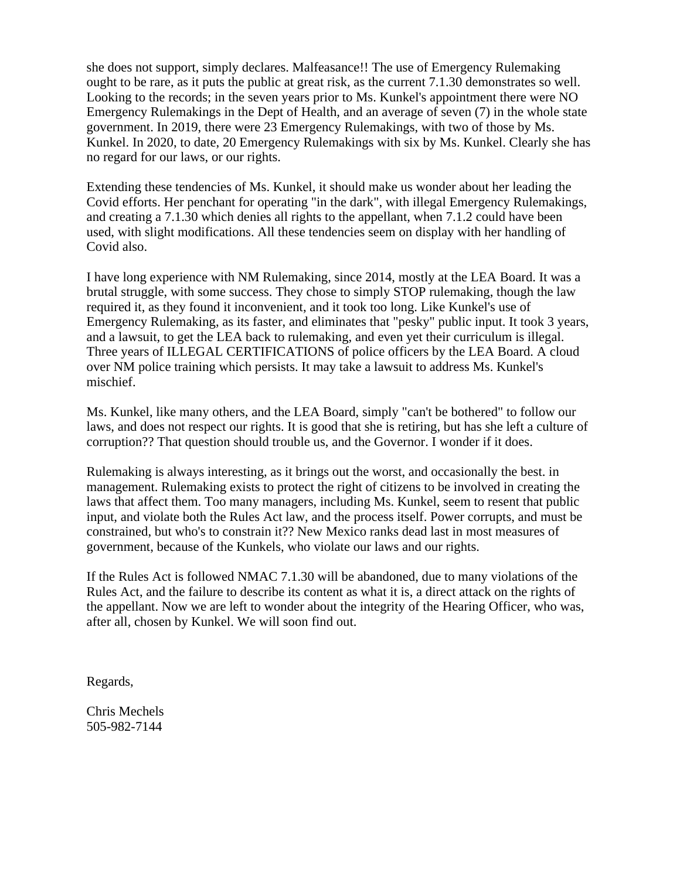she does not support, simply declares. Malfeasance!! The use of Emergency Rulemaking ought to be rare, as it puts the public at great risk, as the current 7.1.30 demonstrates so well. Looking to the records; in the seven years prior to Ms. Kunkel's appointment there were NO Emergency Rulemakings in the Dept of Health, and an average of seven (7) in the whole state government. In 2019, there were 23 Emergency Rulemakings, with two of those by Ms. Kunkel. In 2020, to date, 20 Emergency Rulemakings with six by Ms. Kunkel. Clearly she has no regard for our laws, or our rights.

Extending these tendencies of Ms. Kunkel, it should make us wonder about her leading the Covid efforts. Her penchant for operating "in the dark", with illegal Emergency Rulemakings, and creating a 7.1.30 which denies all rights to the appellant, when 7.1.2 could have been used, with slight modifications. All these tendencies seem on display with her handling of Covid also.

I have long experience with NM Rulemaking, since 2014, mostly at the LEA Board. It was a brutal struggle, with some success. They chose to simply STOP rulemaking, though the law required it, as they found it inconvenient, and it took too long. Like Kunkel's use of Emergency Rulemaking, as its faster, and eliminates that "pesky" public input. It took 3 years, and a lawsuit, to get the LEA back to rulemaking, and even yet their curriculum is illegal. Three years of ILLEGAL CERTIFICATIONS of police officers by the LEA Board. A cloud over NM police training which persists. It may take a lawsuit to address Ms. Kunkel's mischief.

Ms. Kunkel, like many others, and the LEA Board, simply "can't be bothered" to follow our laws, and does not respect our rights. It is good that she is retiring, but has she left a culture of corruption?? That question should trouble us, and the Governor. I wonder if it does.

Rulemaking is always interesting, as it brings out the worst, and occasionally the best. in management. Rulemaking exists to protect the right of citizens to be involved in creating the laws that affect them. Too many managers, including Ms. Kunkel, seem to resent that public input, and violate both the Rules Act law, and the process itself. Power corrupts, and must be constrained, but who's to constrain it?? New Mexico ranks dead last in most measures of government, because of the Kunkels, who violate our laws and our rights.

If the Rules Act is followed NMAC 7.1.30 will be abandoned, due to many violations of the Rules Act, and the failure to describe its content as what it is, a direct attack on the rights of the appellant. Now we are left to wonder about the integrity of the Hearing Officer, who was, after all, chosen by Kunkel. We will soon find out.

Regards,

Chris Mechels
505-982-7144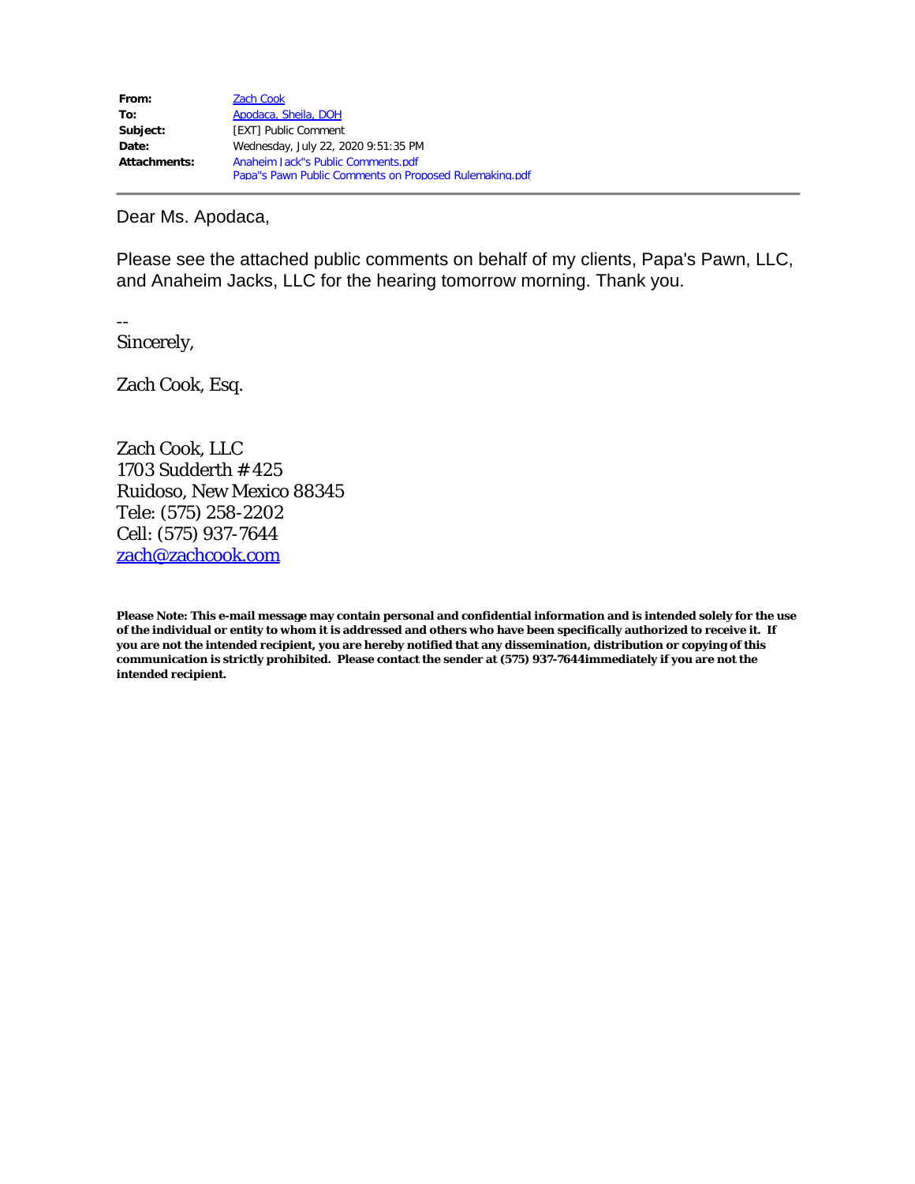| | |
|---|---|
| **From:** | Zach Cook |
| **To:** | Apodaca, Sheila, DOH |
| **Subject:** | [EXT] Public Comment |
| **Date:** | Wednesday, July 22, 2020 9:51:35 PM |
| **Attachments:** | Anaheim Jack"s Public Comments.pdf<br>Papa"s Pawn Public Comments on Proposed Rulemaking.pdf |

Dear Ms. Apodaca,

Please see the attached public comments on behalf of my clients, Papa's Pawn, LLC, and Anaheim Jacks, LLC for the hearing tomorrow morning. Thank you.

--
Sincerely,

Zach Cook, Esq.

Zach Cook, LLC
1703 Sudderth # 425
Ruidoso, New Mexico 88345
Tele: (575) 258-2202
Cell: (575) 937-7644
zach@zachcook.com

**Please Note: This e-mail message may contain personal and confidential information and is intended solely for the use of the individual or entity to whom it is addressed and others who have been specifically authorized to receive it. If you are not the intended recipient, you are hereby notified that any dissemination, distribution or copying of this communication is strictly prohibited. Please contact the sender at (575) 937-7644immediately if you are not the intended recipient.**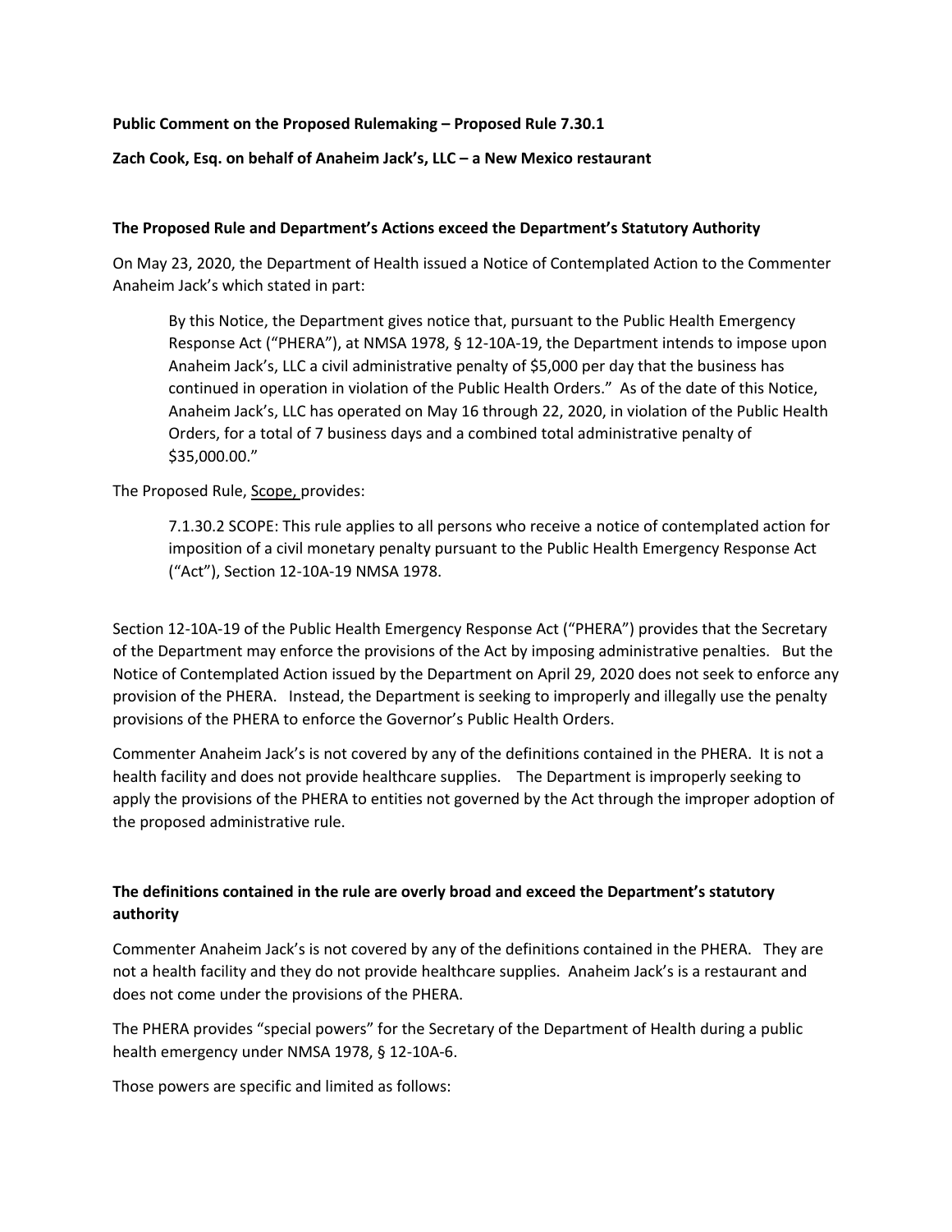**Public Comment on the Proposed Rulemaking – Proposed Rule 7.30.1**

**Zach Cook, Esq. on behalf of Anaheim Jack's, LLC – a New Mexico restaurant**

**The Proposed Rule and Department's Actions exceed the Department's Statutory Authority**

On May 23, 2020, the Department of Health issued a Notice of Contemplated Action to the Commenter Anaheim Jack's which stated in part:

> By this Notice, the Department gives notice that, pursuant to the Public Health Emergency Response Act ("PHERA"), at NMSA 1978, § 12-10A-19, the Department intends to impose upon Anaheim Jack's, LLC a civil administrative penalty of $5,000 per day that the business has continued in operation in violation of the Public Health Orders." As of the date of this Notice, Anaheim Jack's, LLC has operated on May 16 through 22, 2020, in violation of the Public Health Orders, for a total of 7 business days and a combined total administrative penalty of $35,000.00."

The Proposed Rule, <u>Scope,</u> provides:

> 7.1.30.2 SCOPE: This rule applies to all persons who receive a notice of contemplated action for imposition of a civil monetary penalty pursuant to the Public Health Emergency Response Act ("Act"), Section 12-10A-19 NMSA 1978.

Section 12-10A-19 of the Public Health Emergency Response Act ("PHERA") provides that the Secretary of the Department may enforce the provisions of the Act by imposing administrative penalties. But the Notice of Contemplated Action issued by the Department on April 29, 2020 does not seek to enforce any provision of the PHERA. Instead, the Department is seeking to improperly and illegally use the penalty provisions of the PHERA to enforce the Governor's Public Health Orders.

Commenter Anaheim Jack's is not covered by any of the definitions contained in the PHERA. It is not a health facility and does not provide healthcare supplies. The Department is improperly seeking to apply the provisions of the PHERA to entities not governed by the Act through the improper adoption of the proposed administrative rule.

**The definitions contained in the rule are overly broad and exceed the Department's statutory authority**

Commenter Anaheim Jack's is not covered by any of the definitions contained in the PHERA. They are not a health facility and they do not provide healthcare supplies. Anaheim Jack's is a restaurant and does not come under the provisions of the PHERA.

The PHERA provides "special powers" for the Secretary of the Department of Health during a public health emergency under NMSA 1978, § 12-10A-6.

Those powers are specific and limited as follows: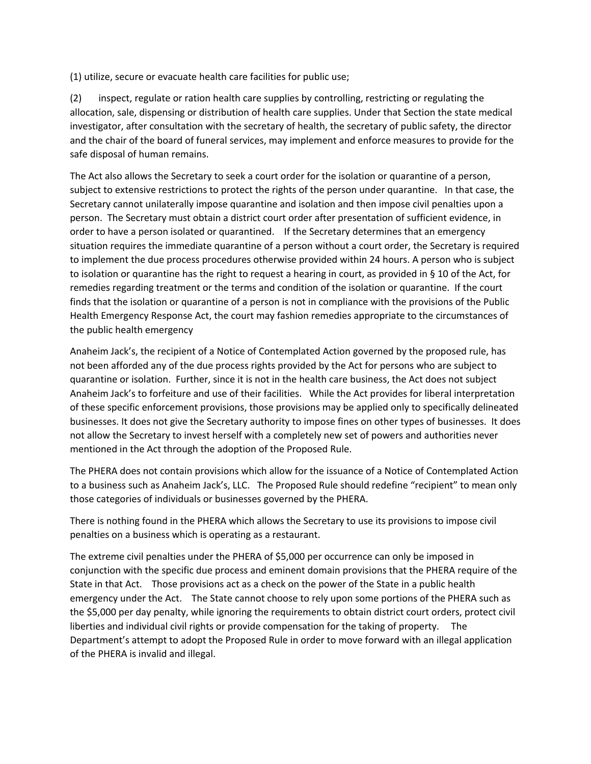(1) utilize, secure or evacuate health care facilities for public use;

(2) inspect, regulate or ration health care supplies by controlling, restricting or regulating the allocation, sale, dispensing or distribution of health care supplies. Under that Section the state medical investigator, after consultation with the secretary of health, the secretary of public safety, the director and the chair of the board of funeral services, may implement and enforce measures to provide for the safe disposal of human remains.

The Act also allows the Secretary to seek a court order for the isolation or quarantine of a person, subject to extensive restrictions to protect the rights of the person under quarantine. In that case, the Secretary cannot unilaterally impose quarantine and isolation and then impose civil penalties upon a person. The Secretary must obtain a district court order after presentation of sufficient evidence, in order to have a person isolated or quarantined. If the Secretary determines that an emergency situation requires the immediate quarantine of a person without a court order, the Secretary is required to implement the due process procedures otherwise provided within 24 hours. A person who is subject to isolation or quarantine has the right to request a hearing in court, as provided in § 10 of the Act, for remedies regarding treatment or the terms and condition of the isolation or quarantine. If the court finds that the isolation or quarantine of a person is not in compliance with the provisions of the Public Health Emergency Response Act, the court may fashion remedies appropriate to the circumstances of the public health emergency

Anaheim Jack's, the recipient of a Notice of Contemplated Action governed by the proposed rule, has not been afforded any of the due process rights provided by the Act for persons who are subject to quarantine or isolation. Further, since it is not in the health care business, the Act does not subject Anaheim Jack's to forfeiture and use of their facilities. While the Act provides for liberal interpretation of these specific enforcement provisions, those provisions may be applied only to specifically delineated businesses. It does not give the Secretary authority to impose fines on other types of businesses. It does not allow the Secretary to invest herself with a completely new set of powers and authorities never mentioned in the Act through the adoption of the Proposed Rule.

The PHERA does not contain provisions which allow for the issuance of a Notice of Contemplated Action to a business such as Anaheim Jack's, LLC. The Proposed Rule should redefine "recipient" to mean only those categories of individuals or businesses governed by the PHERA.

There is nothing found in the PHERA which allows the Secretary to use its provisions to impose civil penalties on a business which is operating as a restaurant.

The extreme civil penalties under the PHERA of $5,000 per occurrence can only be imposed in conjunction with the specific due process and eminent domain provisions that the PHERA require of the State in that Act. Those provisions act as a check on the power of the State in a public health emergency under the Act. The State cannot choose to rely upon some portions of the PHERA such as the $5,000 per day penalty, while ignoring the requirements to obtain district court orders, protect civil liberties and individual civil rights or provide compensation for the taking of property. The Department's attempt to adopt the Proposed Rule in order to move forward with an illegal application of the PHERA is invalid and illegal.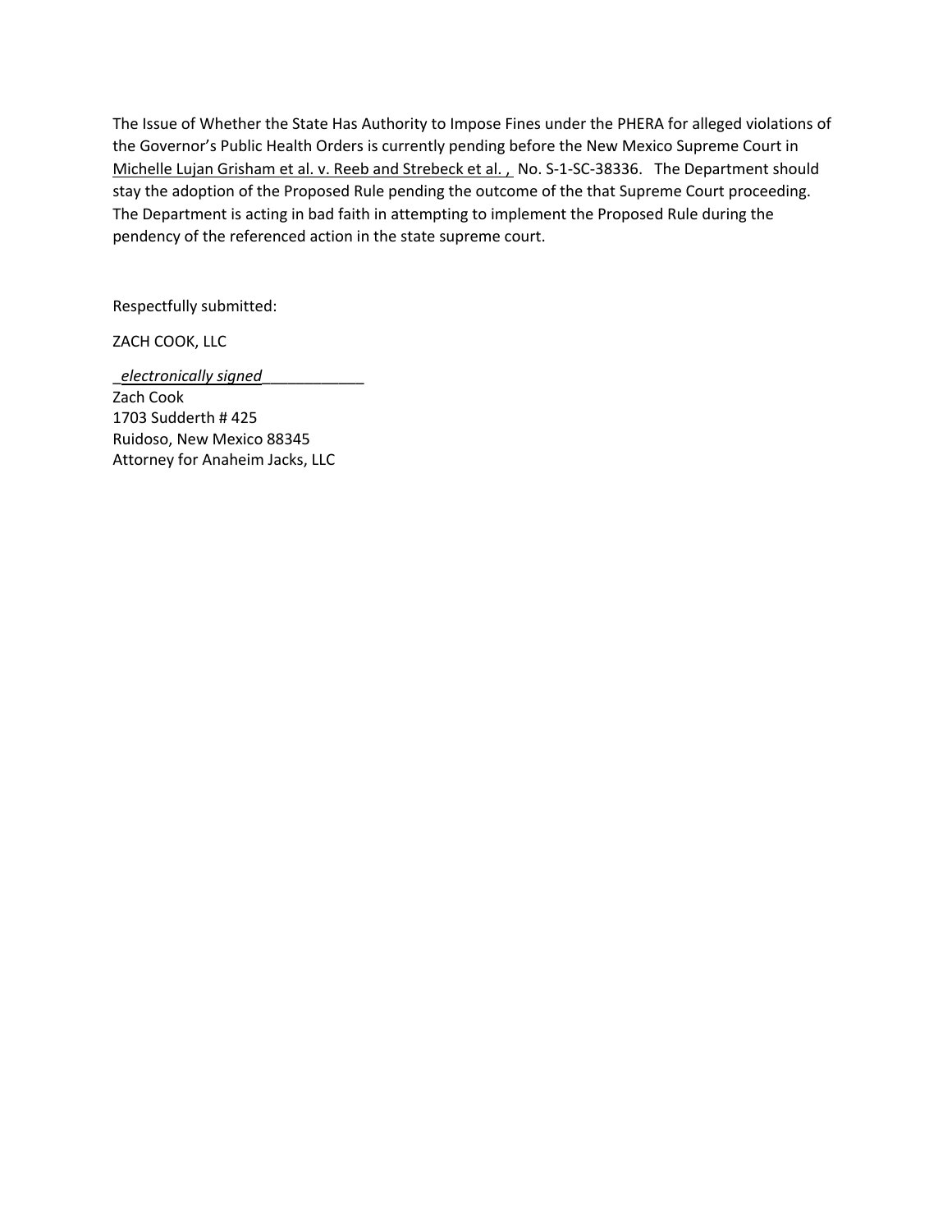The Issue of Whether the State Has Authority to Impose Fines under the PHERA for alleged violations of the Governor's Public Health Orders is currently pending before the New Mexico Supreme Court in Michelle Lujan Grisham et al. v. Reeb and Strebeck et al. , No. S-1-SC-38336. The Department should stay the adoption of the Proposed Rule pending the outcome of the that Supreme Court proceeding. The Department is acting in bad faith in attempting to implement the Proposed Rule during the pendency of the referenced action in the state supreme court.

Respectfully submitted:

ZACH COOK, LLC

_*electronically signed*____________
Zach Cook
1703 Sudderth # 425
Ruidoso, New Mexico 88345
Attorney for Anaheim Jacks, LLC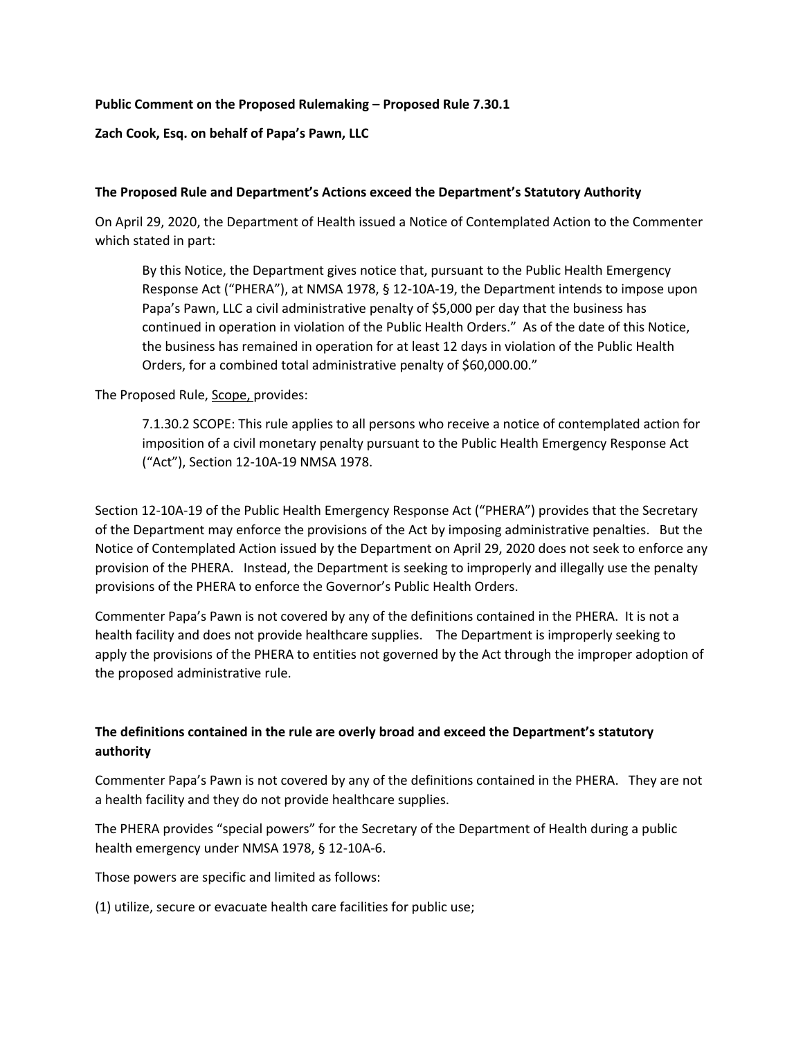**Public Comment on the Proposed Rulemaking – Proposed Rule 7.30.1**

**Zach Cook, Esq. on behalf of Papa's Pawn, LLC**

**The Proposed Rule and Department's Actions exceed the Department's Statutory Authority**

On April 29, 2020, the Department of Health issued a Notice of Contemplated Action to the Commenter which stated in part:

> By this Notice, the Department gives notice that, pursuant to the Public Health Emergency Response Act ("PHERA"), at NMSA 1978, § 12-10A-19, the Department intends to impose upon Papa's Pawn, LLC a civil administrative penalty of $5,000 per day that the business has continued in operation in violation of the Public Health Orders." As of the date of this Notice, the business has remained in operation for at least 12 days in violation of the Public Health Orders, for a combined total administrative penalty of $60,000.00."

The Proposed Rule, Scope, provides:

> 7.1.30.2 SCOPE: This rule applies to all persons who receive a notice of contemplated action for imposition of a civil monetary penalty pursuant to the Public Health Emergency Response Act ("Act"), Section 12-10A-19 NMSA 1978.

Section 12-10A-19 of the Public Health Emergency Response Act ("PHERA") provides that the Secretary of the Department may enforce the provisions of the Act by imposing administrative penalties. But the Notice of Contemplated Action issued by the Department on April 29, 2020 does not seek to enforce any provision of the PHERA. Instead, the Department is seeking to improperly and illegally use the penalty provisions of the PHERA to enforce the Governor's Public Health Orders.

Commenter Papa's Pawn is not covered by any of the definitions contained in the PHERA. It is not a health facility and does not provide healthcare supplies. The Department is improperly seeking to apply the provisions of the PHERA to entities not governed by the Act through the improper adoption of the proposed administrative rule.

**The definitions contained in the rule are overly broad and exceed the Department's statutory authority**

Commenter Papa's Pawn is not covered by any of the definitions contained in the PHERA. They are not a health facility and they do not provide healthcare supplies.

The PHERA provides "special powers" for the Secretary of the Department of Health during a public health emergency under NMSA 1978, § 12-10A-6.

Those powers are specific and limited as follows:

(1) utilize, secure or evacuate health care facilities for public use;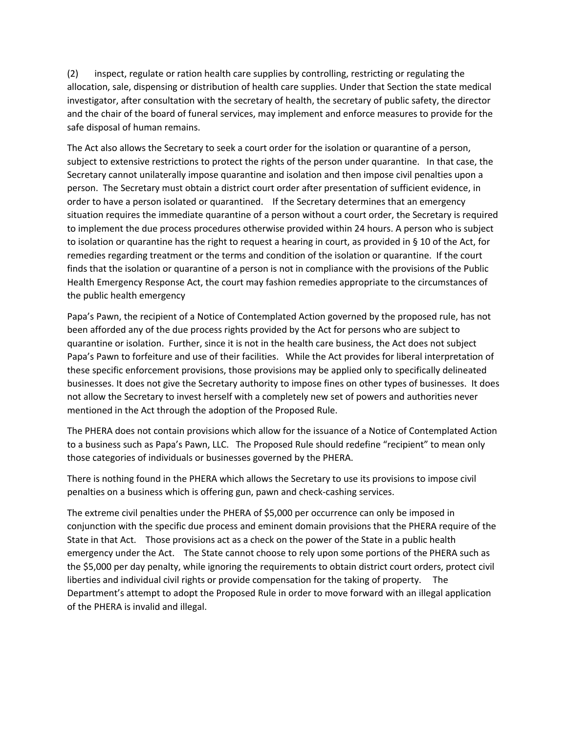(2) inspect, regulate or ration health care supplies by controlling, restricting or regulating the allocation, sale, dispensing or distribution of health care supplies. Under that Section the state medical investigator, after consultation with the secretary of health, the secretary of public safety, the director and the chair of the board of funeral services, may implement and enforce measures to provide for the safe disposal of human remains.

The Act also allows the Secretary to seek a court order for the isolation or quarantine of a person, subject to extensive restrictions to protect the rights of the person under quarantine. In that case, the Secretary cannot unilaterally impose quarantine and isolation and then impose civil penalties upon a person. The Secretary must obtain a district court order after presentation of sufficient evidence, in order to have a person isolated or quarantined. If the Secretary determines that an emergency situation requires the immediate quarantine of a person without a court order, the Secretary is required to implement the due process procedures otherwise provided within 24 hours. A person who is subject to isolation or quarantine has the right to request a hearing in court, as provided in § 10 of the Act, for remedies regarding treatment or the terms and condition of the isolation or quarantine. If the court finds that the isolation or quarantine of a person is not in compliance with the provisions of the Public Health Emergency Response Act, the court may fashion remedies appropriate to the circumstances of the public health emergency

Papa's Pawn, the recipient of a Notice of Contemplated Action governed by the proposed rule, has not been afforded any of the due process rights provided by the Act for persons who are subject to quarantine or isolation. Further, since it is not in the health care business, the Act does not subject Papa's Pawn to forfeiture and use of their facilities. While the Act provides for liberal interpretation of these specific enforcement provisions, those provisions may be applied only to specifically delineated businesses. It does not give the Secretary authority to impose fines on other types of businesses. It does not allow the Secretary to invest herself with a completely new set of powers and authorities never mentioned in the Act through the adoption of the Proposed Rule.

The PHERA does not contain provisions which allow for the issuance of a Notice of Contemplated Action to a business such as Papa's Pawn, LLC. The Proposed Rule should redefine "recipient" to mean only those categories of individuals or businesses governed by the PHERA.

There is nothing found in the PHERA which allows the Secretary to use its provisions to impose civil penalties on a business which is offering gun, pawn and check-cashing services.

The extreme civil penalties under the PHERA of $5,000 per occurrence can only be imposed in conjunction with the specific due process and eminent domain provisions that the PHERA require of the State in that Act. Those provisions act as a check on the power of the State in a public health emergency under the Act. The State cannot choose to rely upon some portions of the PHERA such as the $5,000 per day penalty, while ignoring the requirements to obtain district court orders, protect civil liberties and individual civil rights or provide compensation for the taking of property. The Department's attempt to adopt the Proposed Rule in order to move forward with an illegal application of the PHERA is invalid and illegal.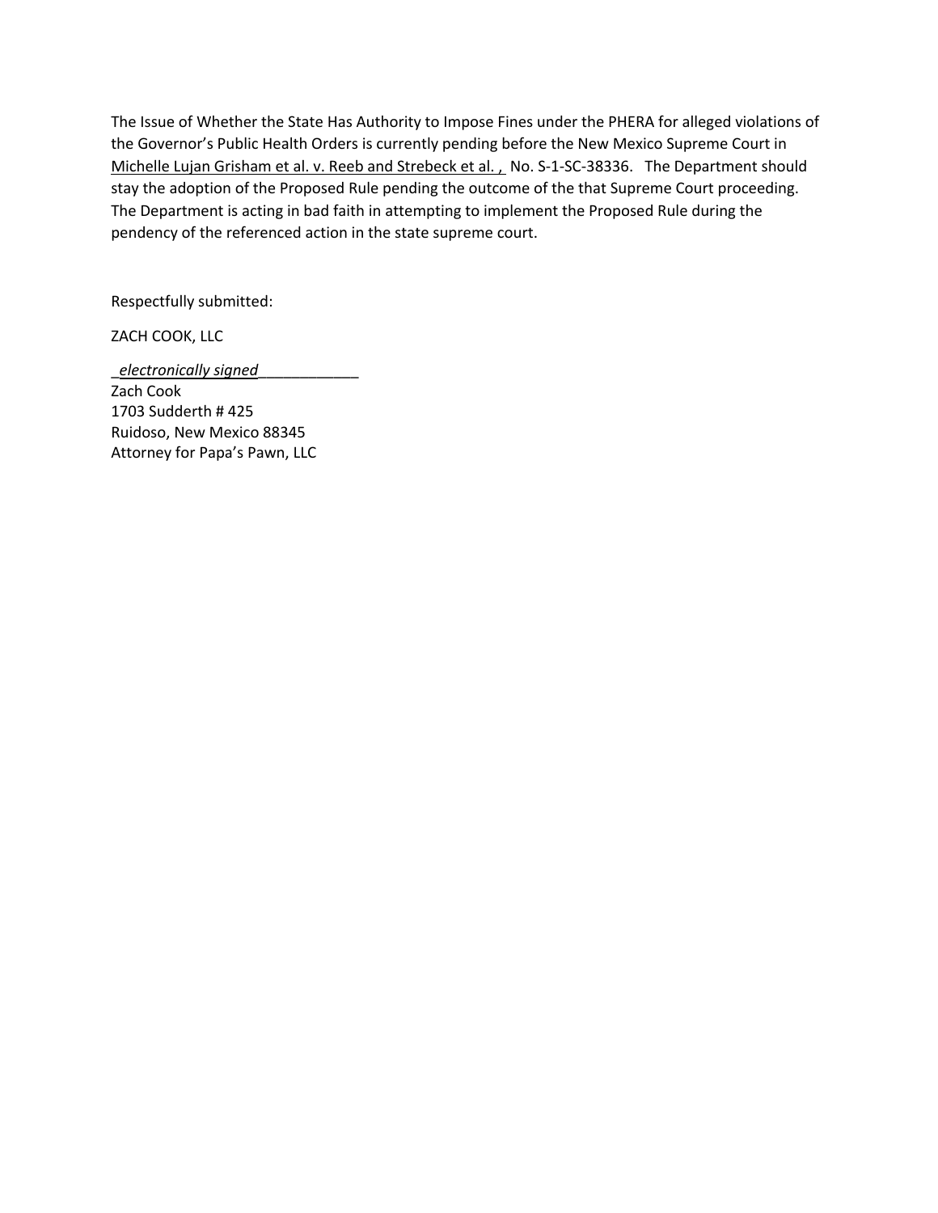The Issue of Whether the State Has Authority to Impose Fines under the PHERA for alleged violations of the Governor's Public Health Orders is currently pending before the New Mexico Supreme Court in Michelle Lujan Grisham et al. v. Reeb and Strebeck et al. , No. S-1-SC-38336. The Department should stay the adoption of the Proposed Rule pending the outcome of the that Supreme Court proceeding. The Department is acting in bad faith in attempting to implement the Proposed Rule during the pendency of the referenced action in the state supreme court.

Respectfully submitted:

ZACH COOK, LLC

_*electronically signed*____________
Zach Cook
1703 Sudderth # 425
Ruidoso, New Mexico 88345
Attorney for Papa's Pawn, LLC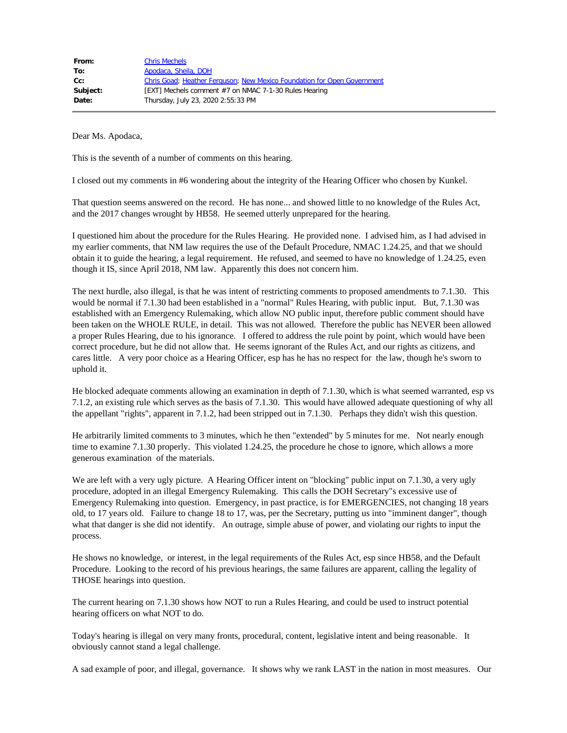| | |
|---|---|
| **From:** | Chris Mechels |
| **To:** | Apodaca, Sheila, DOH |
| **Cc:** | Chris Goad; Heather Ferguson; New Mexico Foundation for Open Government |
| **Subject:** | [EXT] Mechels comment #7 on NMAC 7-1-30 Rules Hearing |
| **Date:** | Thursday, July 23, 2020 2:55:33 PM |

Dear Ms. Apodaca,

This is the seventh of a number of comments on this hearing.

I closed out my comments in #6 wondering about the integrity of the Hearing Officer who chosen by Kunkel.

That question seems answered on the record. He has none... and showed little to no knowledge of the Rules Act, and the 2017 changes wrought by HB58. He seemed utterly unprepared for the hearing.

I questioned him about the procedure for the Rules Hearing. He provided none. I advised him, as I had advised in my earlier comments, that NM law requires the use of the Default Procedure, NMAC 1.24.25, and that we should obtain it to guide the hearing, a legal requirement. He refused, and seemed to have no knowledge of 1.24.25, even though it IS, since April 2018, NM law. Apparently this does not concern him.

The next hurdle, also illegal, is that he was intent of restricting comments to proposed amendments to 7.1.30. This would be normal if 7.1.30 had been established in a "normal" Rules Hearing, with public input. But, 7.1.30 was established with an Emergency Rulemaking, which allow NO public input, therefore public comment should have been taken on the WHOLE RULE, in detail. This was not allowed. Therefore the public has NEVER been allowed a proper Rules Hearing, due to his ignorance. I offered to address the rule point by point, which would have been correct procedure, but he did not allow that. He seems ignorant of the Rules Act, and our rights as citizens, and cares little. A very poor choice as a Hearing Officer, esp has he has no respect for the law, though he's sworn to uphold it.

He blocked adequate comments allowing an examination in depth of 7.1.30, which is what seemed warranted, esp vs 7.1.2, an existing rule which serves as the basis of 7.1.30. This would have allowed adequate questioning of why all the appellant "rights", apparent in 7.1.2, had been stripped out in 7.1.30. Perhaps they didn't wish this question.

He arbitrarily limited comments to 3 minutes, which he then "extended" by 5 minutes for me. Not nearly enough time to examine 7.1.30 properly. This violated 1.24.25, the procedure he chose to ignore, which allows a more generous examination of the materials.

We are left with a very ugly picture. A Hearing Officer intent on "blocking" public input on 7.1.30, a very ugly procedure, adopted in an illegal Emergency Rulemaking. This calls the DOH Secretary"s excessive use of Emergency Rulemaking into question. Emergency, in past practice, is for EMERGENCIES, not changing 18 years old, to 17 years old. Failure to change 18 to 17, was, per the Secretary, putting us into "imminent danger", though what that danger is she did not identify. An outrage, simple abuse of power, and violating our rights to input the process.

He shows no knowledge, or interest, in the legal requirements of the Rules Act, esp since HB58, and the Default Procedure. Looking to the record of his previous hearings, the same failures are apparent, calling the legality of THOSE hearings into question.

The current hearing on 7.1.30 shows how NOT to run a Rules Hearing, and could be used to instruct potential hearing officers on what NOT to do.

Today's hearing is illegal on very many fronts, procedural, content, legislative intent and being reasonable. It obviously cannot stand a legal challenge.

A sad example of poor, and illegal, governance. It shows why we rank LAST in the nation in most measures. Our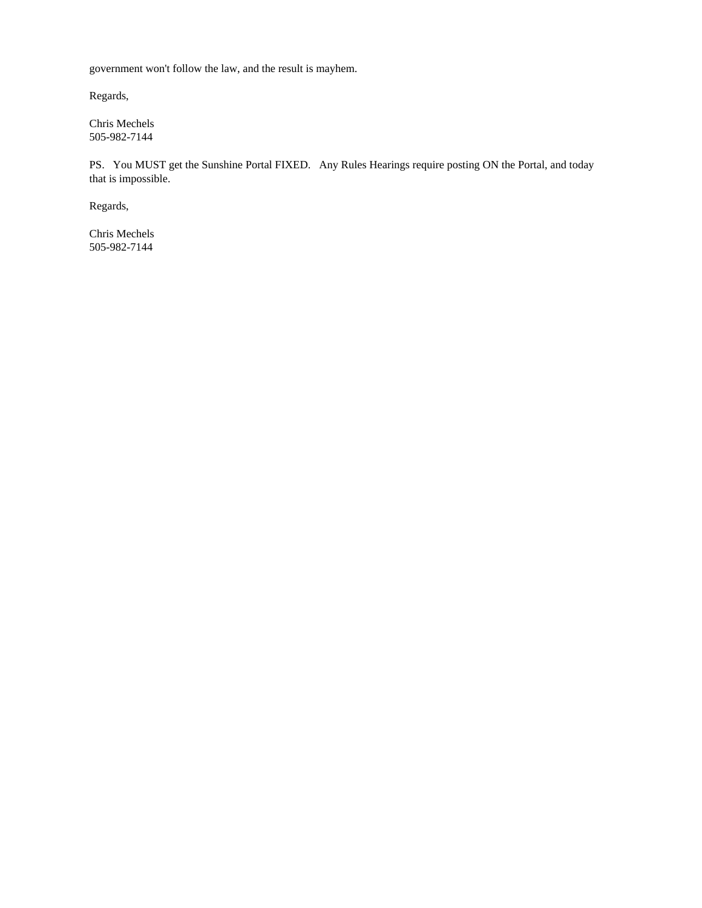government won't follow the law, and the result is mayhem.

Regards,

Chris Mechels  
505-982-7144

PS. You MUST get the Sunshine Portal FIXED. Any Rules Hearings require posting ON the Portal, and today that is impossible.

Regards,

Chris Mechels  
505-982-7144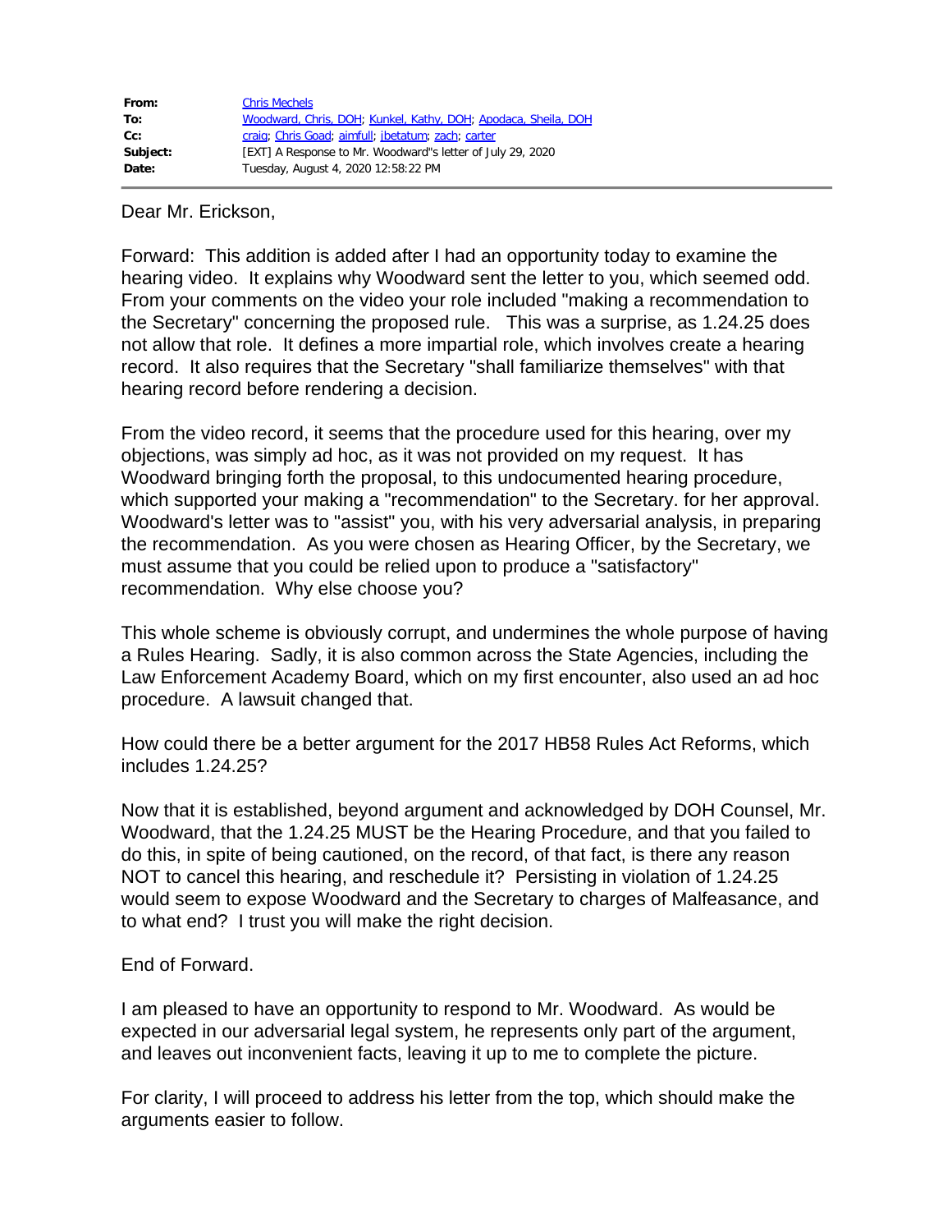| | |
|---|---|
| **From:** | Chris Mechels |
| **To:** | Woodward, Chris, DOH; Kunkel, Kathy, DOH; Apodaca, Sheila, DOH |
| **Cc:** | craig; Chris Goad; aimfull; jbetatum; zach; carter |
| **Subject:** | [EXT] A Response to Mr. Woodward"s letter of July 29, 2020 |
| **Date:** | Tuesday, August 4, 2020 12:58:22 PM |

Dear Mr. Erickson,

Forward: This addition is added after I had an opportunity today to examine the hearing video. It explains why Woodward sent the letter to you, which seemed odd. From your comments on the video your role included "making a recommendation to the Secretary" concerning the proposed rule. This was a surprise, as 1.24.25 does not allow that role. It defines a more impartial role, which involves create a hearing record. It also requires that the Secretary "shall familiarize themselves" with that hearing record before rendering a decision.

From the video record, it seems that the procedure used for this hearing, over my objections, was simply ad hoc, as it was not provided on my request. It has Woodward bringing forth the proposal, to this undocumented hearing procedure, which supported your making a "recommendation" to the Secretary. for her approval. Woodward's letter was to "assist" you, with his very adversarial analysis, in preparing the recommendation. As you were chosen as Hearing Officer, by the Secretary, we must assume that you could be relied upon to produce a "satisfactory" recommendation. Why else choose you?

This whole scheme is obviously corrupt, and undermines the whole purpose of having a Rules Hearing. Sadly, it is also common across the State Agencies, including the Law Enforcement Academy Board, which on my first encounter, also used an ad hoc procedure. A lawsuit changed that.

How could there be a better argument for the 2017 HB58 Rules Act Reforms, which includes 1.24.25?

Now that it is established, beyond argument and acknowledged by DOH Counsel, Mr. Woodward, that the 1.24.25 MUST be the Hearing Procedure, and that you failed to do this, in spite of being cautioned, on the record, of that fact, is there any reason NOT to cancel this hearing, and reschedule it? Persisting in violation of 1.24.25 would seem to expose Woodward and the Secretary to charges of Malfeasance, and to what end? I trust you will make the right decision.

End of Forward.

I am pleased to have an opportunity to respond to Mr. Woodward. As would be expected in our adversarial legal system, he represents only part of the argument, and leaves out inconvenient facts, leaving it up to me to complete the picture.

For clarity, I will proceed to address his letter from the top, which should make the arguments easier to follow.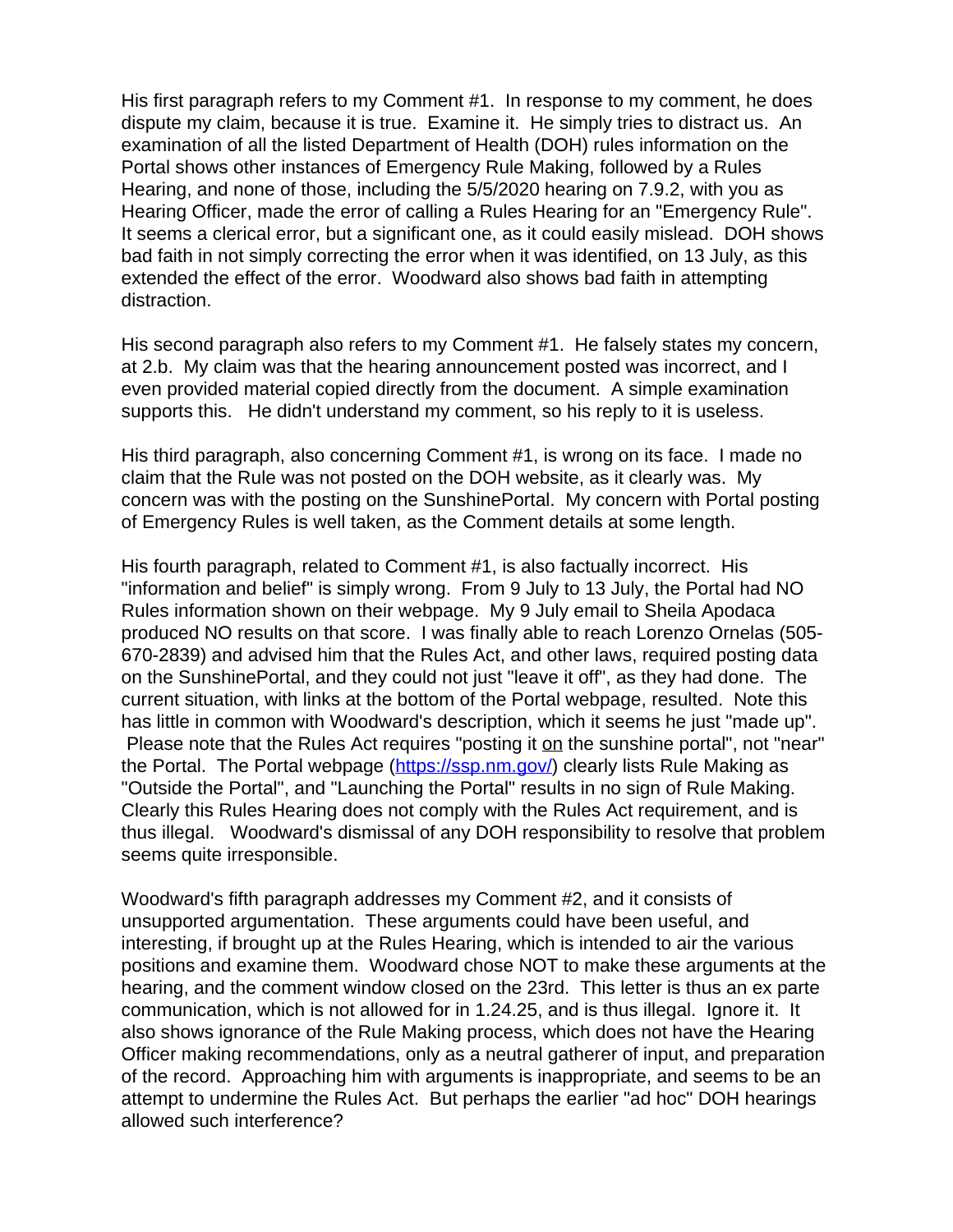His first paragraph refers to my Comment #1. In response to my comment, he does dispute my claim, because it is true. Examine it. He simply tries to distract us. An examination of all the listed Department of Health (DOH) rules information on the Portal shows other instances of Emergency Rule Making, followed by a Rules Hearing, and none of those, including the 5/5/2020 hearing on 7.9.2, with you as Hearing Officer, made the error of calling a Rules Hearing for an "Emergency Rule". It seems a clerical error, but a significant one, as it could easily mislead. DOH shows bad faith in not simply correcting the error when it was identified, on 13 July, as this extended the effect of the error. Woodward also shows bad faith in attempting distraction.

His second paragraph also refers to my Comment #1. He falsely states my concern, at 2.b. My claim was that the hearing announcement posted was incorrect, and I even provided material copied directly from the document. A simple examination supports this. He didn't understand my comment, so his reply to it is useless.

His third paragraph, also concerning Comment #1, is wrong on its face. I made no claim that the Rule was not posted on the DOH website, as it clearly was. My concern was with the posting on the SunshinePortal. My concern with Portal posting of Emergency Rules is well taken, as the Comment details at some length.

His fourth paragraph, related to Comment #1, is also factually incorrect. His "information and belief" is simply wrong. From 9 July to 13 July, the Portal had NO Rules information shown on their webpage. My 9 July email to Sheila Apodaca produced NO results on that score. I was finally able to reach Lorenzo Ornelas (505-670-2839) and advised him that the Rules Act, and other laws, required posting data on the SunshinePortal, and they could not just "leave it off", as they had done. The current situation, with links at the bottom of the Portal webpage, resulted. Note this has little in common with Woodward's description, which it seems he just "made up". Please note that the Rules Act requires "posting it <u>on</u> the sunshine portal", not "near" the Portal. The Portal webpage ([https://ssp.nm.gov/](https://ssp.nm.gov/)) clearly lists Rule Making as "Outside the Portal", and "Launching the Portal" results in no sign of Rule Making. Clearly this Rules Hearing does not comply with the Rules Act requirement, and is thus illegal. Woodward's dismissal of any DOH responsibility to resolve that problem seems quite irresponsible.

Woodward's fifth paragraph addresses my Comment #2, and it consists of unsupported argumentation. These arguments could have been useful, and interesting, if brought up at the Rules Hearing, which is intended to air the various positions and examine them. Woodward chose NOT to make these arguments at the hearing, and the comment window closed on the 23rd. This letter is thus an ex parte communication, which is not allowed for in 1.24.25, and is thus illegal. Ignore it. It also shows ignorance of the Rule Making process, which does not have the Hearing Officer making recommendations, only as a neutral gatherer of input, and preparation of the record. Approaching him with arguments is inappropriate, and seems to be an attempt to undermine the Rules Act. But perhaps the earlier "ad hoc" DOH hearings allowed such interference?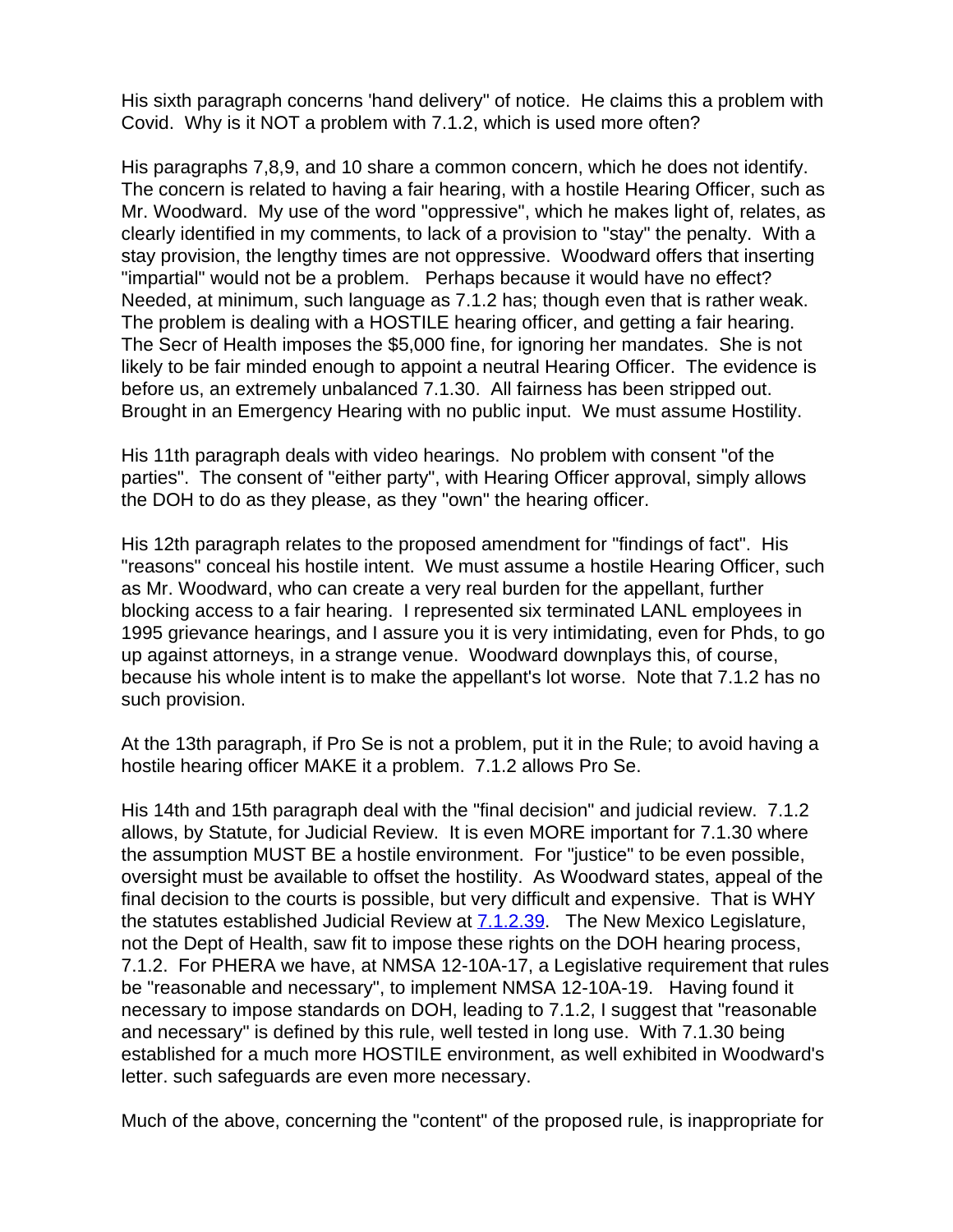His sixth paragraph concerns 'hand delivery" of notice. He claims this a problem with Covid. Why is it NOT a problem with 7.1.2, which is used more often?

His paragraphs 7,8,9, and 10 share a common concern, which he does not identify. The concern is related to having a fair hearing, with a hostile Hearing Officer, such as Mr. Woodward. My use of the word "oppressive", which he makes light of, relates, as clearly identified in my comments, to lack of a provision to "stay" the penalty. With a stay provision, the lengthy times are not oppressive. Woodward offers that inserting "impartial" would not be a problem. Perhaps because it would have no effect? Needed, at minimum, such language as 7.1.2 has; though even that is rather weak. The problem is dealing with a HOSTILE hearing officer, and getting a fair hearing. The Secr of Health imposes the $5,000 fine, for ignoring her mandates. She is not likely to be fair minded enough to appoint a neutral Hearing Officer. The evidence is before us, an extremely unbalanced 7.1.30. All fairness has been stripped out. Brought in an Emergency Hearing with no public input. We must assume Hostility.

His 11th paragraph deals with video hearings. No problem with consent "of the parties". The consent of "either party", with Hearing Officer approval, simply allows the DOH to do as they please, as they "own" the hearing officer.

His 12th paragraph relates to the proposed amendment for "findings of fact". His "reasons" conceal his hostile intent. We must assume a hostile Hearing Officer, such as Mr. Woodward, who can create a very real burden for the appellant, further blocking access to a fair hearing. I represented six terminated LANL employees in 1995 grievance hearings, and I assure you it is very intimidating, even for Phds, to go up against attorneys, in a strange venue. Woodward downplays this, of course, because his whole intent is to make the appellant's lot worse. Note that 7.1.2 has no such provision.

At the 13th paragraph, if Pro Se is not a problem, put it in the Rule; to avoid having a hostile hearing officer MAKE it a problem. 7.1.2 allows Pro Se.

His 14th and 15th paragraph deal with the "final decision" and judicial review. 7.1.2 allows, by Statute, for Judicial Review. It is even MORE important for 7.1.30 where the assumption MUST BE a hostile environment. For "justice" to be even possible, oversight must be available to offset the hostility. As Woodward states, appeal of the final decision to the courts is possible, but very difficult and expensive. That is WHY the statutes established Judicial Review at [7.1.2.39](). The New Mexico Legislature, not the Dept of Health, saw fit to impose these rights on the DOH hearing process, 7.1.2. For PHERA we have, at NMSA 12-10A-17, a Legislative requirement that rules be "reasonable and necessary", to implement NMSA 12-10A-19. Having found it necessary to impose standards on DOH, leading to 7.1.2, I suggest that "reasonable and necessary" is defined by this rule, well tested in long use. With 7.1.30 being established for a much more HOSTILE environment, as well exhibited in Woodward's letter. such safeguards are even more necessary.

Much of the above, concerning the "content" of the proposed rule, is inappropriate for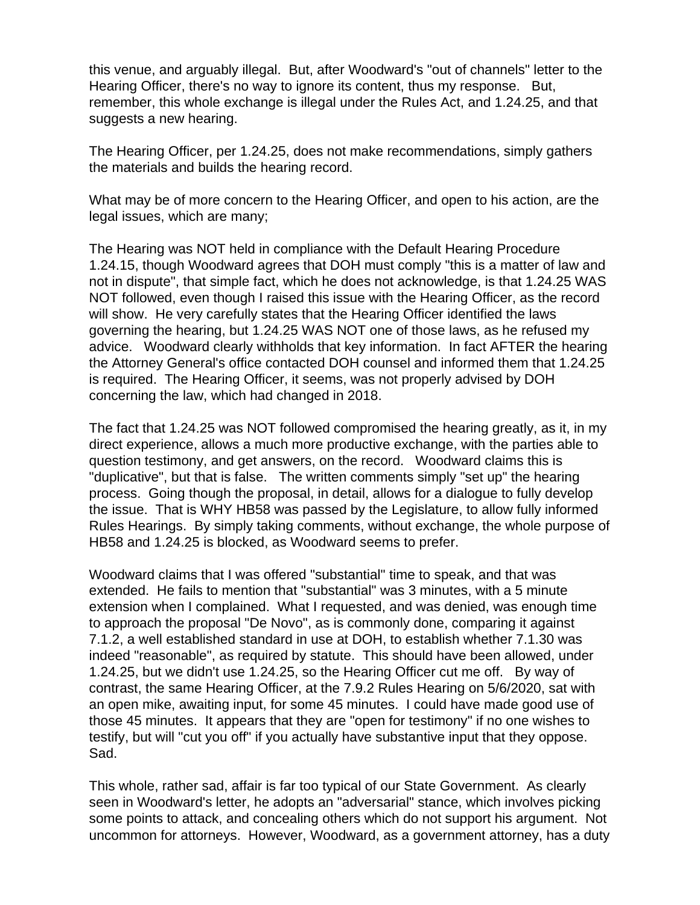this venue, and arguably illegal. But, after Woodward's "out of channels" letter to the Hearing Officer, there's no way to ignore its content, thus my response. But, remember, this whole exchange is illegal under the Rules Act, and 1.24.25, and that suggests a new hearing.

The Hearing Officer, per 1.24.25, does not make recommendations, simply gathers the materials and builds the hearing record.

What may be of more concern to the Hearing Officer, and open to his action, are the legal issues, which are many;

The Hearing was NOT held in compliance with the Default Hearing Procedure 1.24.15, though Woodward agrees that DOH must comply "this is a matter of law and not in dispute", that simple fact, which he does not acknowledge, is that 1.24.25 WAS NOT followed, even though I raised this issue with the Hearing Officer, as the record will show. He very carefully states that the Hearing Officer identified the laws governing the hearing, but 1.24.25 WAS NOT one of those laws, as he refused my advice. Woodward clearly withholds that key information. In fact AFTER the hearing the Attorney General's office contacted DOH counsel and informed them that 1.24.25 is required. The Hearing Officer, it seems, was not properly advised by DOH concerning the law, which had changed in 2018.

The fact that 1.24.25 was NOT followed compromised the hearing greatly, as it, in my direct experience, allows a much more productive exchange, with the parties able to question testimony, and get answers, on the record. Woodward claims this is "duplicative", but that is false. The written comments simply "set up" the hearing process. Going though the proposal, in detail, allows for a dialogue to fully develop the issue. That is WHY HB58 was passed by the Legislature, to allow fully informed Rules Hearings. By simply taking comments, without exchange, the whole purpose of HB58 and 1.24.25 is blocked, as Woodward seems to prefer.

Woodward claims that I was offered "substantial" time to speak, and that was extended. He fails to mention that "substantial" was 3 minutes, with a 5 minute extension when I complained. What I requested, and was denied, was enough time to approach the proposal "De Novo", as is commonly done, comparing it against 7.1.2, a well established standard in use at DOH, to establish whether 7.1.30 was indeed "reasonable", as required by statute. This should have been allowed, under 1.24.25, but we didn't use 1.24.25, so the Hearing Officer cut me off. By way of contrast, the same Hearing Officer, at the 7.9.2 Rules Hearing on 5/6/2020, sat with an open mike, awaiting input, for some 45 minutes. I could have made good use of those 45 minutes. It appears that they are "open for testimony" if no one wishes to testify, but will "cut you off" if you actually have substantive input that they oppose. Sad.

This whole, rather sad, affair is far too typical of our State Government. As clearly seen in Woodward's letter, he adopts an "adversarial" stance, which involves picking some points to attack, and concealing others which do not support his argument. Not uncommon for attorneys. However, Woodward, as a government attorney, has a duty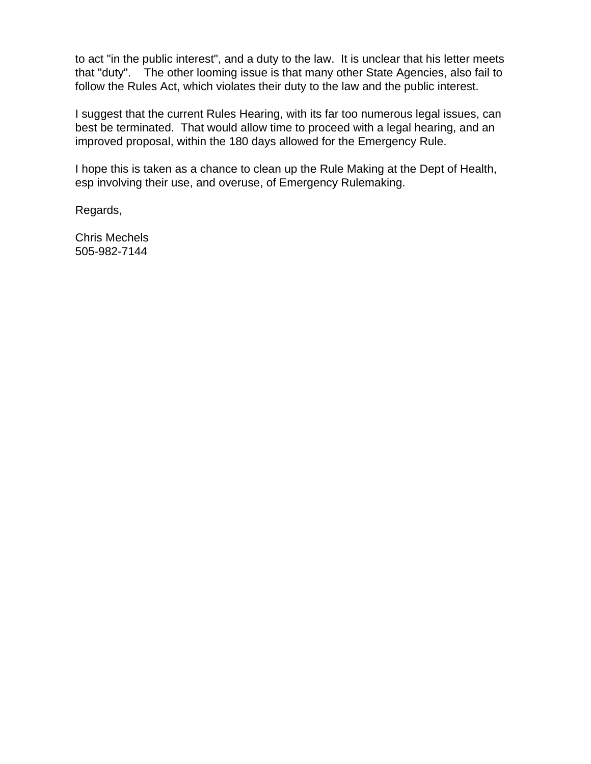to act "in the public interest", and a duty to the law. It is unclear that his letter meets that "duty". The other looming issue is that many other State Agencies, also fail to follow the Rules Act, which violates their duty to the law and the public interest.

I suggest that the current Rules Hearing, with its far too numerous legal issues, can best be terminated. That would allow time to proceed with a legal hearing, and an improved proposal, within the 180 days allowed for the Emergency Rule.

I hope this is taken as a chance to clean up the Rule Making at the Dept of Health, esp involving their use, and overuse, of Emergency Rulemaking.

Regards,

Chris Mechels
505-982-7144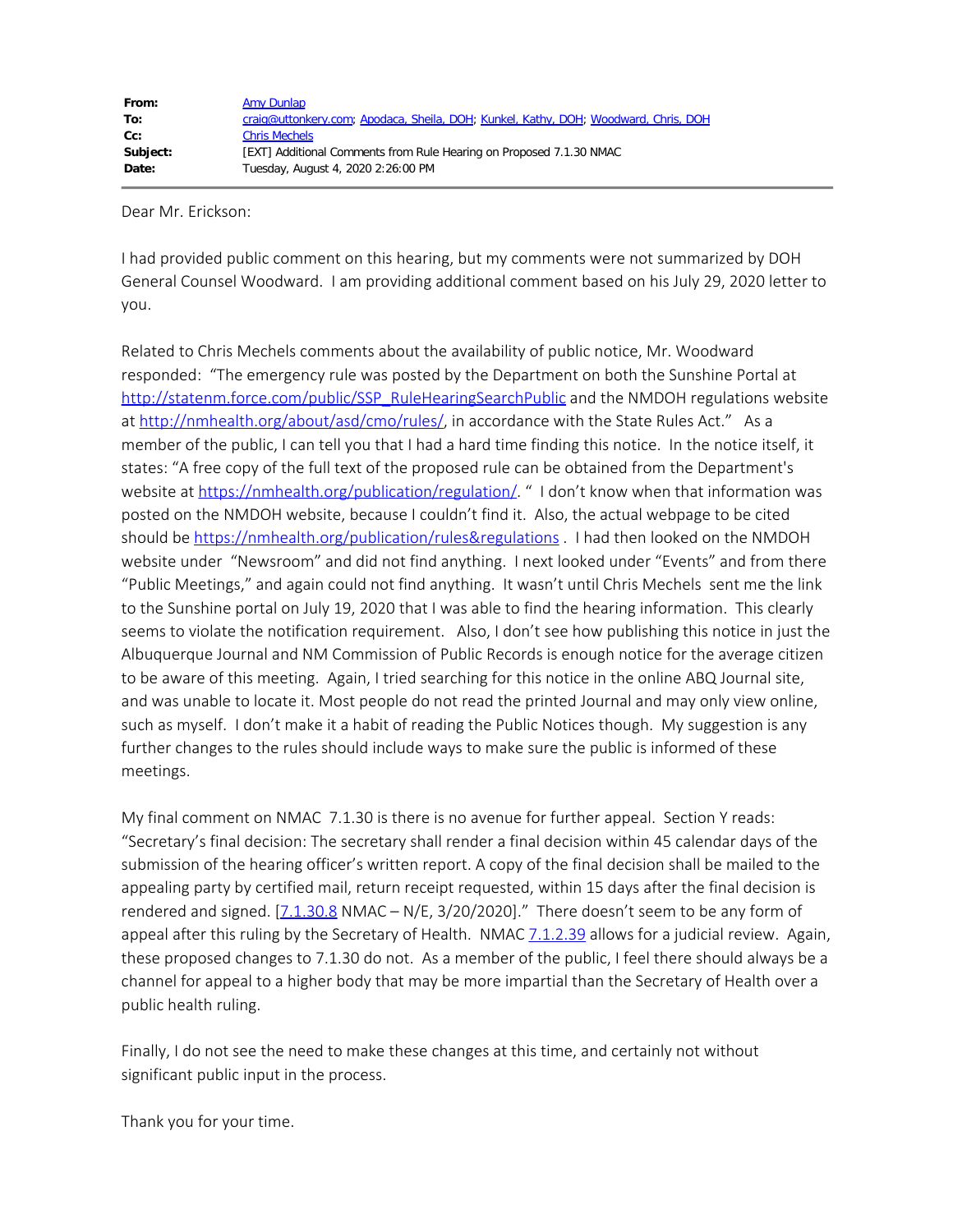| | |
|---|---|
| **From:** | Amy Dunlap |
| **To:** | craig@uttonkery.com; Apodaca, Sheila, DOH; Kunkel, Kathy, DOH; Woodward, Chris, DOH |
| **Cc:** | Chris Mechels |
| **Subject:** | [EXT] Additional Comments from Rule Hearing on Proposed 7.1.30 NMAC |
| **Date:** | Tuesday, August 4, 2020 2:26:00 PM |

Dear Mr. Erickson:

I had provided public comment on this hearing, but my comments were not summarized by DOH General Counsel Woodward. I am providing additional comment based on his July 29, 2020 letter to you.

Related to Chris Mechels comments about the availability of public notice, Mr. Woodward responded: "The emergency rule was posted by the Department on both the Sunshine Portal at http://statenm.force.com/public/SSP_RuleHearingSearchPublic and the NMDOH regulations website at http://nmhealth.org/about/asd/cmo/rules/, in accordance with the State Rules Act." As a member of the public, I can tell you that I had a hard time finding this notice. In the notice itself, it states: "A free copy of the full text of the proposed rule can be obtained from the Department's website at https://nmhealth.org/publication/regulation/. " I don't know when that information was posted on the NMDOH website, because I couldn't find it. Also, the actual webpage to be cited should be https://nmhealth.org/publication/rules&regulations . I had then looked on the NMDOH website under "Newsroom" and did not find anything. I next looked under "Events" and from there "Public Meetings," and again could not find anything. It wasn't until Chris Mechels sent me the link to the Sunshine portal on July 19, 2020 that I was able to find the hearing information. This clearly seems to violate the notification requirement. Also, I don't see how publishing this notice in just the Albuquerque Journal and NM Commission of Public Records is enough notice for the average citizen to be aware of this meeting. Again, I tried searching for this notice in the online ABQ Journal site, and was unable to locate it. Most people do not read the printed Journal and may only view online, such as myself. I don't make it a habit of reading the Public Notices though. My suggestion is any further changes to the rules should include ways to make sure the public is informed of these meetings.

My final comment on NMAC 7.1.30 is there is no avenue for further appeal. Section Y reads: "Secretary's final decision: The secretary shall render a final decision within 45 calendar days of the submission of the hearing officer's written report. A copy of the final decision shall be mailed to the appealing party by certified mail, return receipt requested, within 15 days after the final decision is rendered and signed. [7.1.30.8 NMAC – N/E, 3/20/2020]." There doesn't seem to be any form of appeal after this ruling by the Secretary of Health. NMAC 7.1.2.39 allows for a judicial review. Again, these proposed changes to 7.1.30 do not. As a member of the public, I feel there should always be a channel for appeal to a higher body that may be more impartial than the Secretary of Health over a public health ruling.

Finally, I do not see the need to make these changes at this time, and certainly not without significant public input in the process.

Thank you for your time.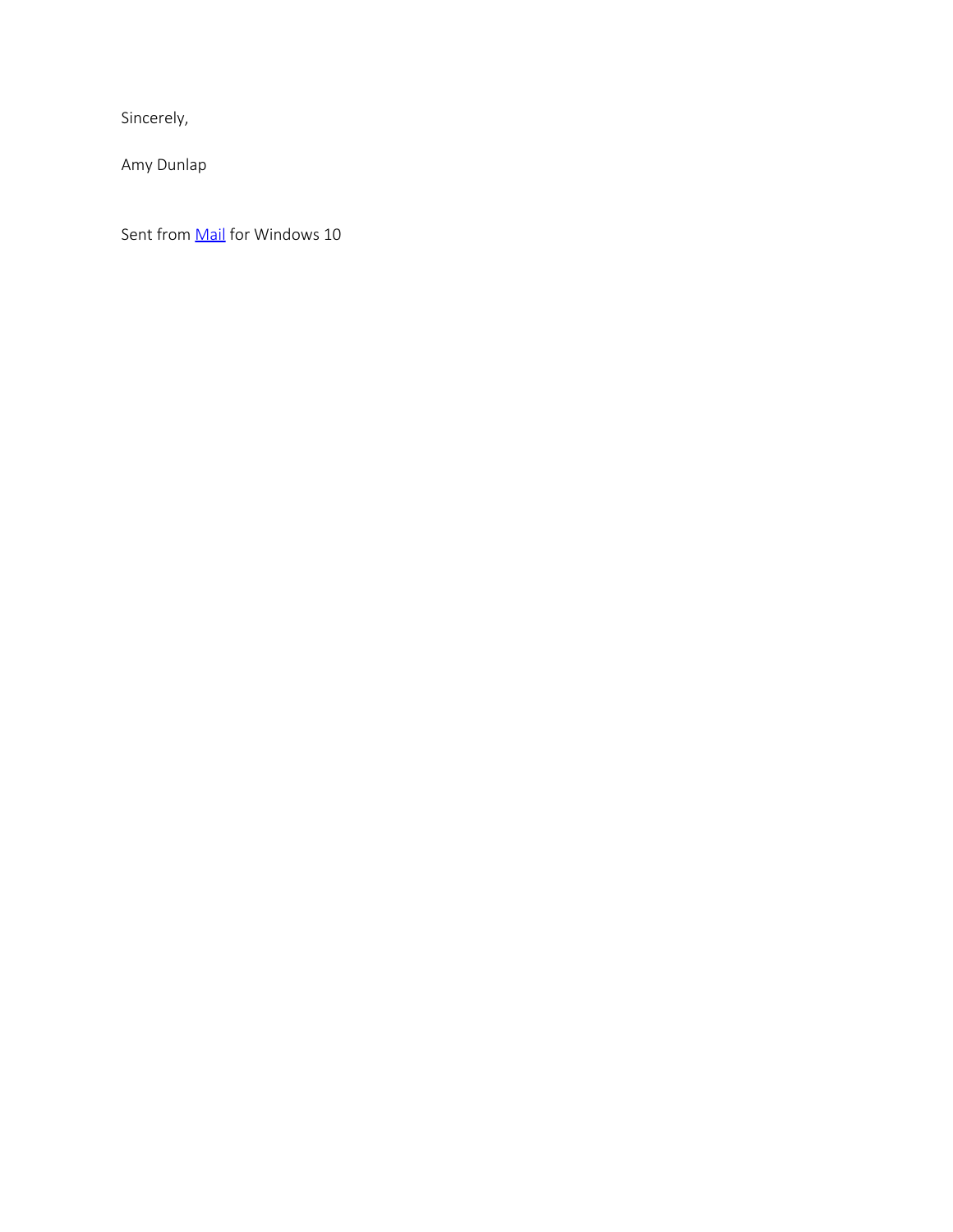Sincerely,

Amy Dunlap

Sent from Mail for Windows 10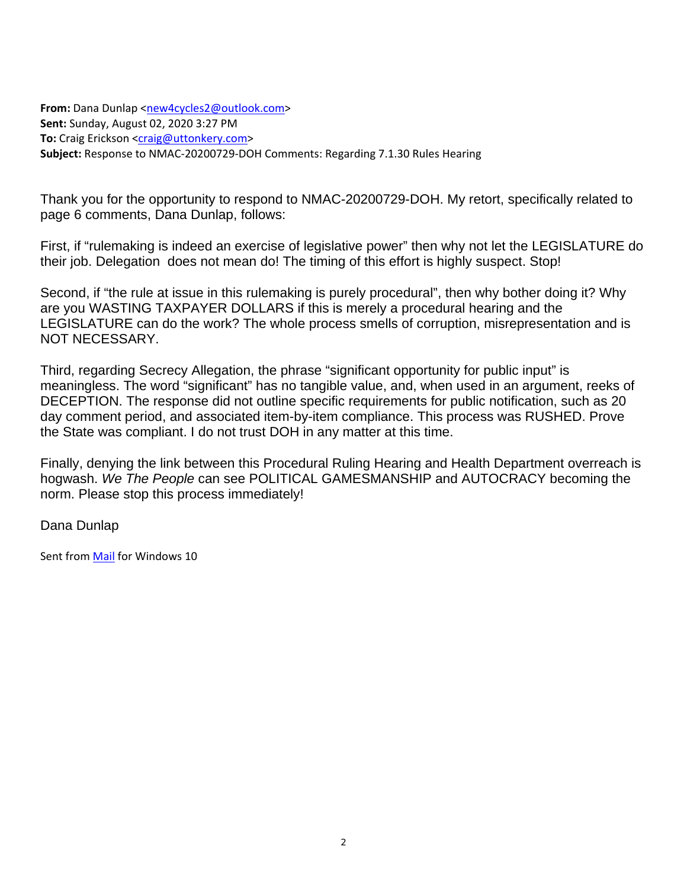**From:** Dana Dunlap <new4cycles2@outlook.com>
**Sent:** Sunday, August 02, 2020 3:27 PM
**To:** Craig Erickson <craig@uttonkery.com>
**Subject:** Response to NMAC-20200729-DOH Comments: Regarding 7.1.30 Rules Hearing

Thank you for the opportunity to respond to NMAC-20200729-DOH. My retort, specifically related to page 6 comments, Dana Dunlap, follows:

First, if "rulemaking is indeed an exercise of legislative power" then why not let the LEGISLATURE do their job. Delegation does not mean do! The timing of this effort is highly suspect. Stop!

Second, if "the rule at issue in this rulemaking is purely procedural", then why bother doing it? Why are you WASTING TAXPAYER DOLLARS if this is merely a procedural hearing and the LEGISLATURE can do the work? The whole process smells of corruption, misrepresentation and is NOT NECESSARY.

Third, regarding Secrecy Allegation, the phrase "significant opportunity for public input" is meaningless. The word "significant" has no tangible value, and, when used in an argument, reeks of DECEPTION. The response did not outline specific requirements for public notification, such as 20 day comment period, and associated item-by-item compliance. This process was RUSHED. Prove the State was compliant. I do not trust DOH in any matter at this time.

Finally, denying the link between this Procedural Ruling Hearing and Health Department overreach is hogwash. *We The People* can see POLITICAL GAMESMANSHIP and AUTOCRACY becoming the norm. Please stop this process immediately!

Dana Dunlap

Sent from Mail for Windows 10